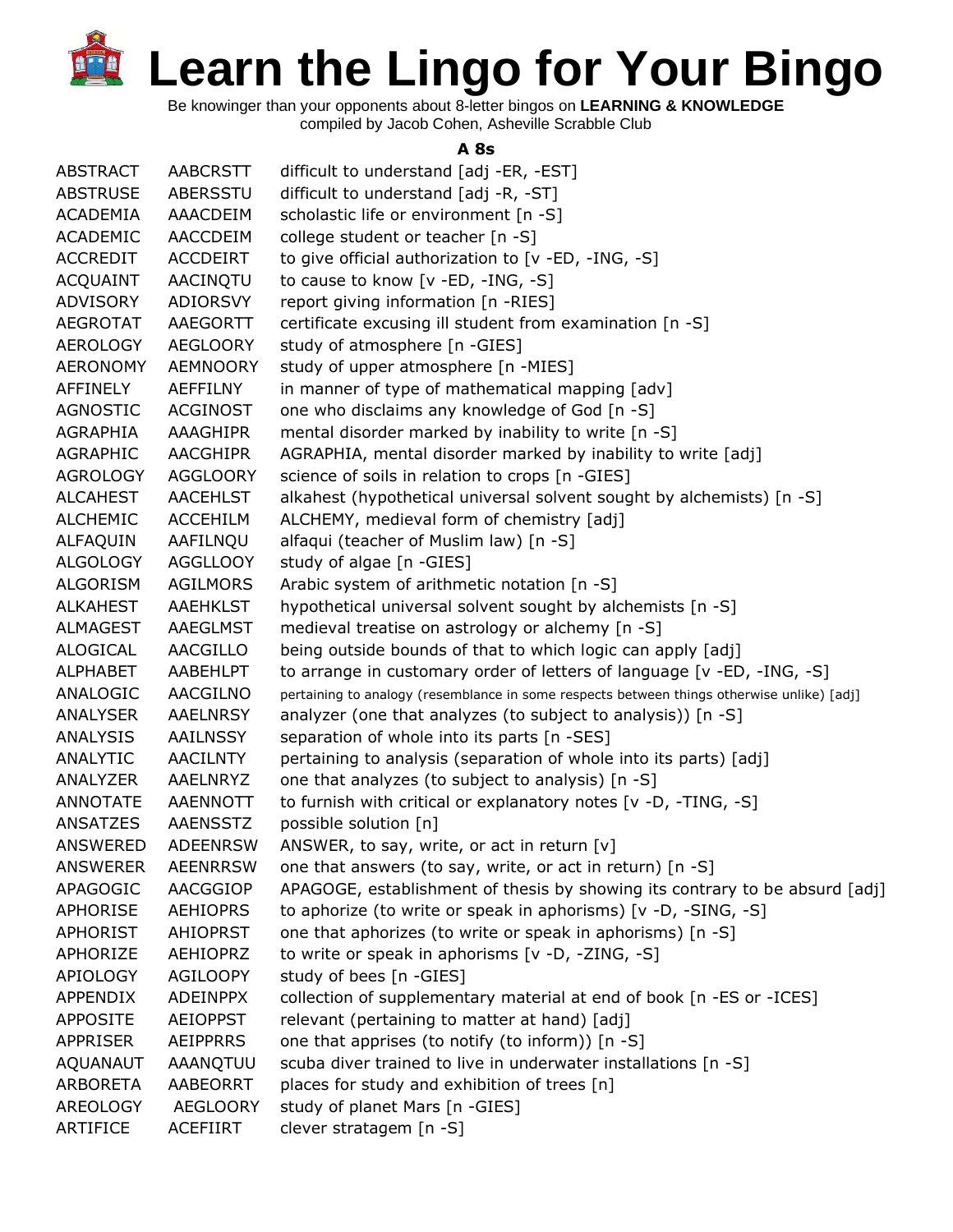# Learn the Lingo for Your Bingo

Be knowinger than your opponents about 8-letter bingos on **LEARNING & KNOWLEDGE**
compiled by Jacob Cohen, Asheville Scrabble Club

### A 8s

| | | |
|---|---|---|
| ABSTRACT | AABCRSTT | difficult to understand [adj -ER, -EST] |
| ABSTRUSE | ABERSSTU | difficult to understand [adj -R, -ST] |
| ACADEMIA | AAACDEIM | scholastic life or environment [n -S] |
| ACADEMIC | AACCDEIM | college student or teacher [n -S] |
| ACCREDIT | ACCDEIRT | to give official authorization to [v -ED, -ING, -S] |
| ACQUAINT | AACINQTU | to cause to know [v -ED, -ING, -S] |
| ADVISORY | ADIORSVY | report giving information [n -RIES] |
| AEGROTAT | AAEGORTT | certificate excusing ill student from examination [n -S] |
| AEROLOGY | AEGLOORY | study of atmosphere [n -GIES] |
| AERONOMY | AEMNOORY | study of upper atmosphere [n -MIES] |
| AFFINELY | AEFFILNY | in manner of type of mathematical mapping [adv] |
| AGNOSTIC | ACGINOST | one who disclaims any knowledge of God [n -S] |
| AGRAPHIA | AAAGHIPR | mental disorder marked by inability to write [n -S] |
| AGRAPHIC | AACGHIPR | AGRAPHIA, mental disorder marked by inability to write [adj] |
| AGROLOGY | AGGLOORY | science of soils in relation to crops [n -GIES] |
| ALCAHEST | AACEHLST | alkahest (hypothetical universal solvent sought by alchemists) [n -S] |
| ALCHEMIC | ACCEHILM | ALCHEMY, medieval form of chemistry [adj] |
| ALFAQUIN | AAFILNQU | alfaqui (teacher of Muslim law) [n -S] |
| ALGOLOGY | AGGLLOOY | study of algae [n -GIES] |
| ALGORISM | AGILMORS | Arabic system of arithmetic notation [n -S] |
| ALKAHEST | AAEHKLST | hypothetical universal solvent sought by alchemists [n -S] |
| ALMAGEST | AAEGLMST | medieval treatise on astrology or alchemy [n -S] |
| ALOGICAL | AACGILLO | being outside bounds of that to which logic can apply [adj] |
| ALPHABET | AABEHLPT | to arrange in customary order of letters of language [v -ED, -ING, -S] |
| ANALOGIC | AACGILNO | pertaining to analogy (resemblance in some respects between things otherwise unlike) [adj] |
| ANALYSER | AAELNRSY | analyzer (one that analyzes (to subject to analysis)) [n -S] |
| ANALYSIS | AAILNSSY | separation of whole into its parts [n -SES] |
| ANALYTIC | AACILNTY | pertaining to analysis (separation of whole into its parts) [adj] |
| ANALYZER | AAELNRYZ | one that analyzes (to subject to analysis) [n -S] |
| ANNOTATE | AAENNOTT | to furnish with critical or explanatory notes [v -D, -TING, -S] |
| ANSATZES | AAENSSTZ | possible solution [n] |
| ANSWERED | ADEENRSW | ANSWER, to say, write, or act in return [v] |
| ANSWERER | AEENRRSW | one that answers (to say, write, or act in return) [n -S] |
| APAGOGIC | AACGGIOP | APAGOGE, establishment of thesis by showing its contrary to be absurd [adj] |
| APHORISE | AEHIOPRS | to aphorize (to write or speak in aphorisms) [v -D, -SING, -S] |
| APHORIST | AHIOPRST | one that aphorizes (to write or speak in aphorisms) [n -S] |
| APHORIZE | AEHIOPRZ | to write or speak in aphorisms [v -D, -ZING, -S] |
| APIOLOGY | AGILOOPY | study of bees [n -GIES] |
| APPENDIX | ADEINPPX | collection of supplementary material at end of book [n -ES or -ICES] |
| APPOSITE | AEIOPPST | relevant (pertaining to matter at hand) [adj] |
| APPRISER | AEIPPRRS | one that apprises (to notify (to inform)) [n -S] |
| AQUANAUT | AAANQTUU | scuba diver trained to live in underwater installations [n -S] |
| ARBORETA | AABEORRT | places for study and exhibition of trees [n] |
| AREOLOGY | AEGLOORY | study of planet Mars [n -GIES] |
| ARTIFICE | ACEFIIRT | clever stratagem [n -S] |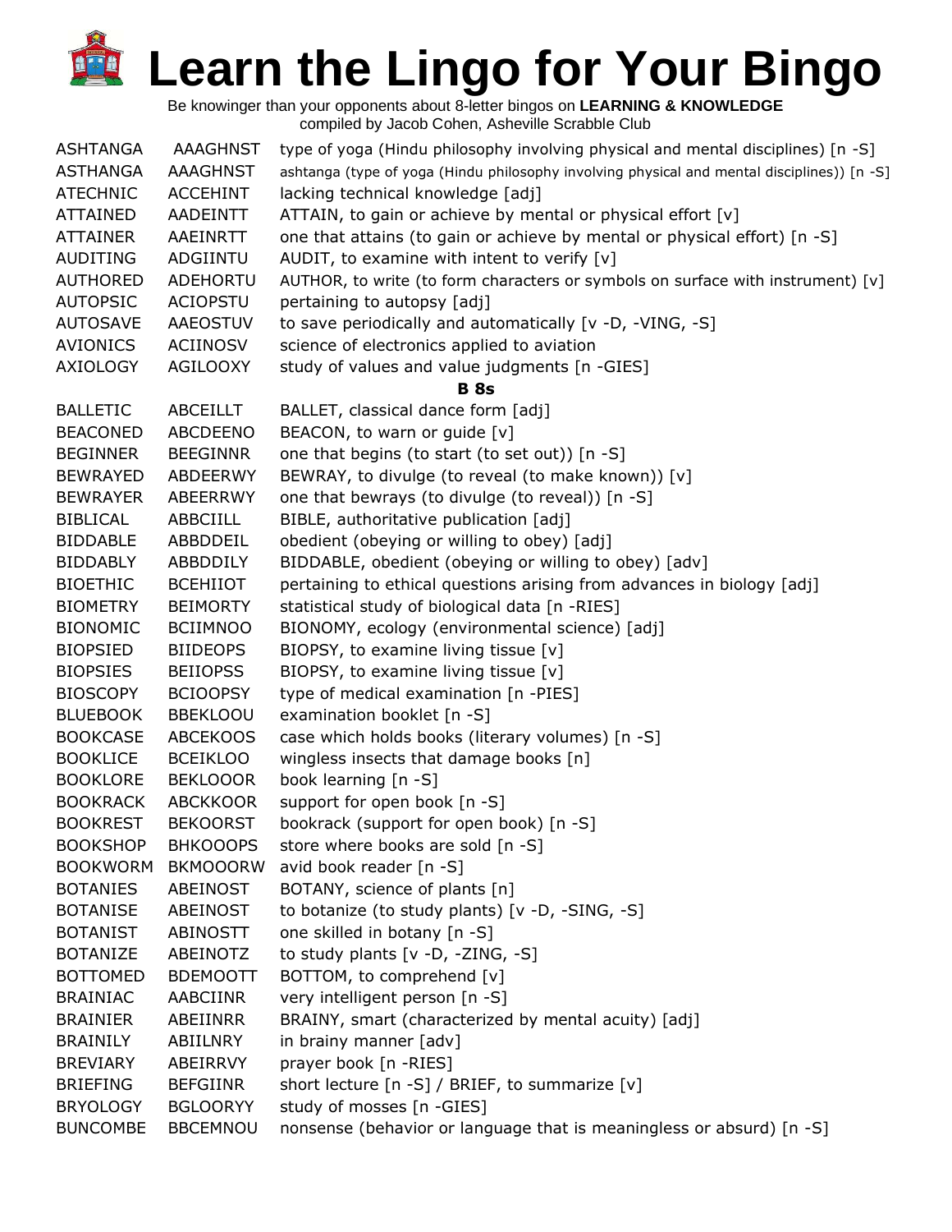# Learn the Lingo for Your Bingo

Be knowinger than your opponents about 8-letter bingos on **LEARNING & KNOWLEDGE**
compiled by Jacob Cohen, Asheville Scrabble Club

| | | |
|---|---|---|
| ASHTANGA | AAAGHNST | type of yoga (Hindu philosophy involving physical and mental disciplines) [n -S] |
| ASTHANGA | AAAGHNST | ashtanga (type of yoga (Hindu philosophy involving physical and mental disciplines)) [n -S] |
| ATECHNIC | ACCEHINT | lacking technical knowledge [adj] |
| ATTAINED | AADEINTT | ATTAIN, to gain or achieve by mental or physical effort [v] |
| ATTAINER | AAEINRTT | one that attains (to gain or achieve by mental or physical effort) [n -S] |
| AUDITING | ADGIINTU | AUDIT, to examine with intent to verify [v] |
| AUTHORED | ADEHORTU | AUTHOR, to write (to form characters or symbols on surface with instrument) [v] |
| AUTOPSIC | ACIOPSTU | pertaining to autopsy [adj] |
| AUTOSAVE | AAEOSTUV | to save periodically and automatically [v -D, -VING, -S] |
| AVIONICS | ACIINOSV | science of electronics applied to aviation |
| AXIOLOGY | AGILOOXY | study of values and value judgments [n -GIES] |
| | | **B 8s** |
| BALLETIC | ABCEILLT | BALLET, classical dance form [adj] |
| BEACONED | ABCDEENO | BEACON, to warn or guide [v] |
| BEGINNER | BEEGINNR | one that begins (to start (to set out)) [n -S] |
| BEWRAYED | ABDEERWY | BEWRAY, to divulge (to reveal (to make known)) [v] |
| BEWRAYER | ABEERRWY | one that bewrays (to divulge (to reveal)) [n -S] |
| BIBLICAL | ABBCIILL | BIBLE, authoritative publication [adj] |
| BIDDABLE | ABBDDEIL | obedient (obeying or willing to obey) [adj] |
| BIDDABLY | ABBDDILY | BIDDABLE, obedient (obeying or willing to obey) [adv] |
| BIOETHIC | BCEHIIOT | pertaining to ethical questions arising from advances in biology [adj] |
| BIOMETRY | BEIMORTY | statistical study of biological data [n -RIES] |
| BIONOMIC | BCIIMNOO | BIONOMY, ecology (environmental science) [adj] |
| BIOPSIED | BIIDEOPS | BIOPSY, to examine living tissue [v] |
| BIOPSIES | BEIIOPSS | BIOPSY, to examine living tissue [v] |
| BIOSCOPY | BCIOOPSY | type of medical examination [n -PIES] |
| BLUEBOOK | BBEKLOOU | examination booklet [n -S] |
| BOOKCASE | ABCEKOOS | case which holds books (literary volumes) [n -S] |
| BOOKLICE | BCEIKLOO | wingless insects that damage books [n] |
| BOOKLORE | BEKLOOOR | book learning [n -S] |
| BOOKRACK | ABCKKOOR | support for open book [n -S] |
| BOOKREST | BEKOORST | bookrack (support for open book) [n -S] |
| BOOKSHOP | BHKOOOPS | store where books are sold [n -S] |
| BOOKWORM | BKMOOORW | avid book reader [n -S] |
| BOTANIES | ABEINOST | BOTANY, science of plants [n] |
| BOTANISE | ABEINOST | to botanize (to study plants) [v -D, -SING, -S] |
| BOTANIST | ABINOSTT | one skilled in botany [n -S] |
| BOTANIZE | ABEINOTZ | to study plants [v -D, -ZING, -S] |
| BOTTOMED | BDEMOOTT | BOTTOM, to comprehend [v] |
| BRAINIAC | AABCIINR | very intelligent person [n -S] |
| BRAINIER | ABEIINRR | BRAINY, smart (characterized by mental acuity) [adj] |
| BRAINILY | ABIILNRY | in brainy manner [adv] |
| BREVIARY | ABEIRRVY | prayer book [n -RIES] |
| BRIEFING | BEFGIINR | short lecture [n -S] / BRIEF, to summarize [v] |
| BRYOLOGY | BGLOORYY | study of mosses [n -GIES] |
| BUNCOMBE | BBCEMNOU | nonsense (behavior or language that is meaningless or absurd) [n -S] |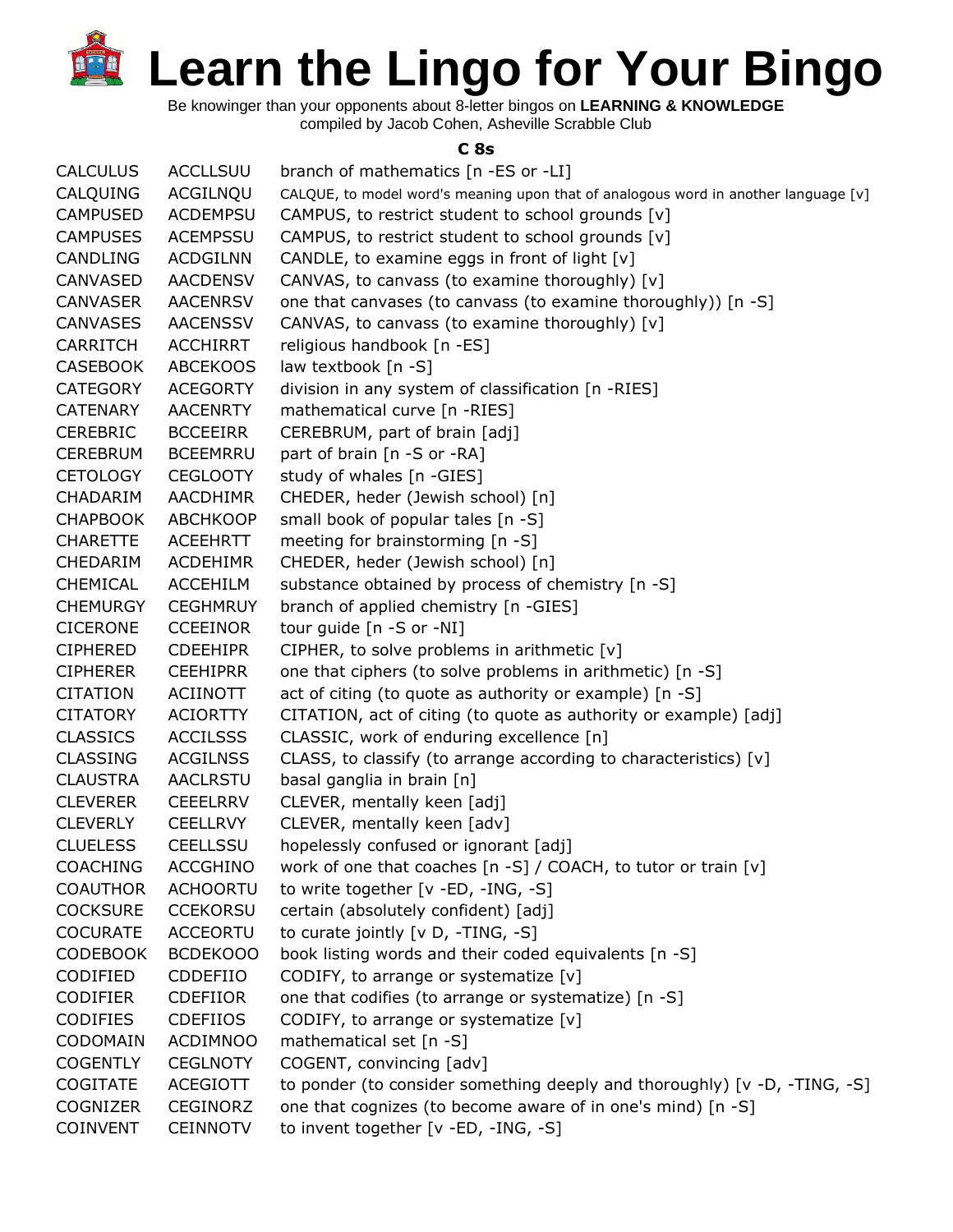# Learn the Lingo for Your Bingo

Be knowinger than your opponents about 8-letter bingos on **LEARNING & KNOWLEDGE**
compiled by Jacob Cohen, Asheville Scrabble Club

### C 8s

| | | |
|---|---|---|
| CALCULUS | ACCLLSUU | branch of mathematics [n -ES or -LI] |
| CALQUING | ACGILNQU | CALQUE, to model word's meaning upon that of analogous word in another language [v] |
| CAMPUSED | ACDEMPSU | CAMPUS, to restrict student to school grounds [v] |
| CAMPUSES | ACEMPSSU | CAMPUS, to restrict student to school grounds [v] |
| CANDLING | ACDGILNN | CANDLE, to examine eggs in front of light [v] |
| CANVASED | AACDENSV | CANVAS, to canvass (to examine thoroughly) [v] |
| CANVASER | AACENRSV | one that canvases (to canvass (to examine thoroughly)) [n -S] |
| CANVASES | AACENSSV | CANVAS, to canvass (to examine thoroughly) [v] |
| CARRITCH | ACCHIRRT | religious handbook [n -ES] |
| CASEBOOK | ABCEKOOS | law textbook [n -S] |
| CATEGORY | ACEGORTY | division in any system of classification [n -RIES] |
| CATENARY | AACENRTY | mathematical curve [n -RIES] |
| CEREBRIC | BCCEEIRR | CEREBRUM, part of brain [adj] |
| CEREBRUM | BCEEMRRU | part of brain [n -S or -RA] |
| CETOLOGY | CEGLOOTY | study of whales [n -GIES] |
| CHADARIM | AACDHIMR | CHEDER, heder (Jewish school) [n] |
| CHAPBOOK | ABCHKOOP | small book of popular tales [n -S] |
| CHARETTE | ACEEHRTT | meeting for brainstorming [n -S] |
| CHEDARIM | ACDEHIMR | CHEDER, heder (Jewish school) [n] |
| CHEMICAL | ACCEHILM | substance obtained by process of chemistry [n -S] |
| CHEMURGY | CEGHMRUY | branch of applied chemistry [n -GIES] |
| CICERONE | CCEEINOR | tour guide [n -S or -NI] |
| CIPHERED | CDEEHIPR | CIPHER, to solve problems in arithmetic [v] |
| CIPHERER | CEEHIPRR | one that ciphers (to solve problems in arithmetic) [n -S] |
| CITATION | ACIINOTT | act of citing (to quote as authority or example) [n -S] |
| CITATORY | ACIORTTY | CITATION, act of citing (to quote as authority or example) [adj] |
| CLASSICS | ACCILSSS | CLASSIC, work of enduring excellence [n] |
| CLASSING | ACGILNSS | CLASS, to classify (to arrange according to characteristics) [v] |
| CLAUSTRA | AACLRSTU | basal ganglia in brain [n] |
| CLEVERER | CEEELRRV | CLEVER, mentally keen [adj] |
| CLEVERLY | CEELLRVY | CLEVER, mentally keen [adv] |
| CLUELESS | CEELLSSU | hopelessly confused or ignorant [adj] |
| COACHING | ACCGHINO | work of one that coaches [n -S] / COACH, to tutor or train [v] |
| COAUTHOR | ACHOORTU | to write together [v -ED, -ING, -S] |
| COCKSURE | CCEKORSU | certain (absolutely confident) [adj] |
| COCURATE | ACCEORTU | to curate jointly [v D, -TING, -S] |
| CODEBOOK | BCDEKOOO | book listing words and their coded equivalents [n -S] |
| CODIFIED | CDDEFIIO | CODIFY, to arrange or systematize [v] |
| CODIFIER | CDEFIIOR | one that codifies (to arrange or systematize) [n -S] |
| CODIFIES | CDEFIIOS | CODIFY, to arrange or systematize [v] |
| CODOMAIN | ACDIMNOO | mathematical set [n -S] |
| COGENTLY | CEGLNOTY | COGENT, convincing [adv] |
| COGITATE | ACEGIOTT | to ponder (to consider something deeply and thoroughly) [v -D, -TING, -S] |
| COGNIZER | CEGINORZ | one that cognizes (to become aware of in one's mind) [n -S] |
| COINVENT | CEINNOTV | to invent together [v -ED, -ING, -S] |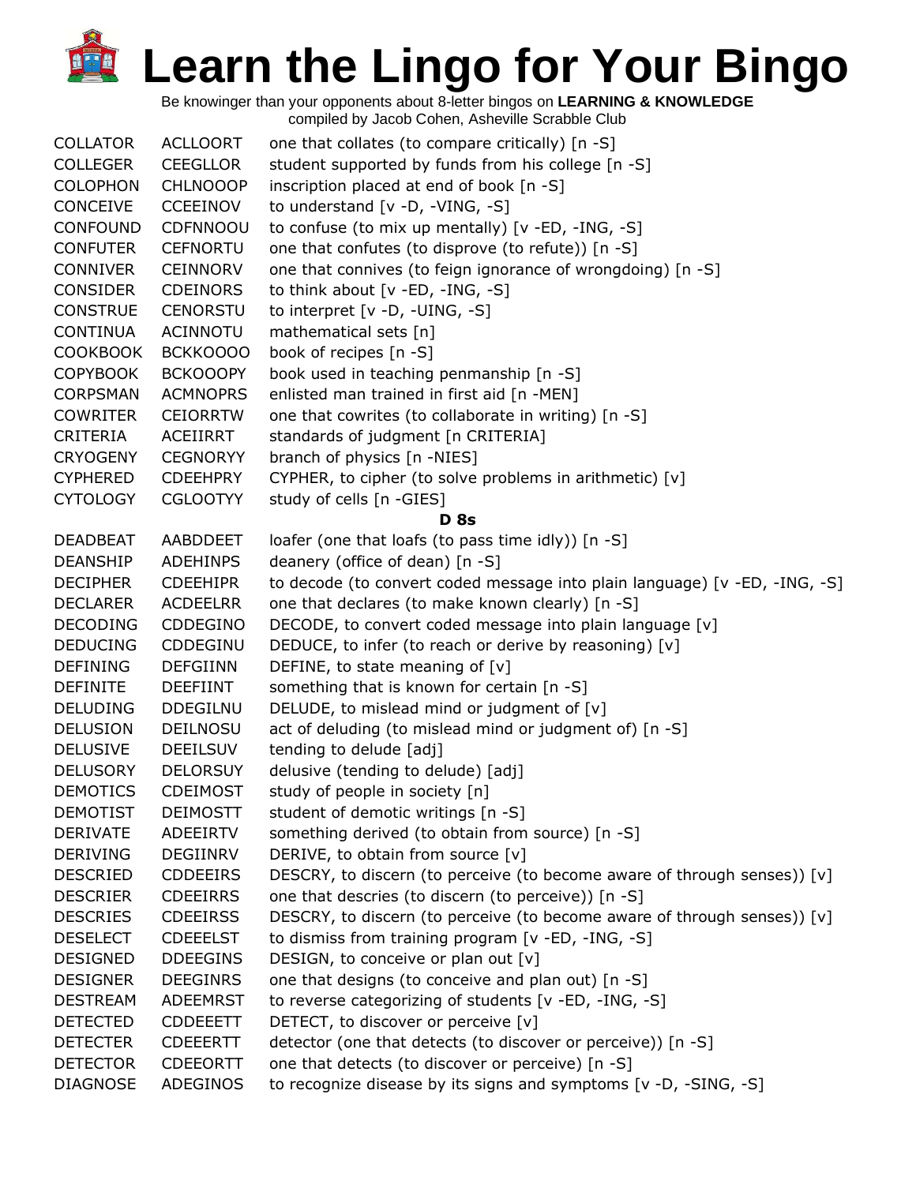# Learn the Lingo for Your Bingo

Be knowinger than your opponents about 8-letter bingos on **LEARNING & KNOWLEDGE**
compiled by Jacob Cohen, Asheville Scrabble Club

| | | |
|---|---|---|
| COLLATOR | ACLLOORT | one that collates (to compare critically) [n -S] |
| COLLEGER | CEEGLLOR | student supported by funds from his college [n -S] |
| COLOPHON | CHLNOOOP | inscription placed at end of book [n -S] |
| CONCEIVE | CCEEINOV | to understand [v -D, -VING, -S] |
| CONFOUND | CDFNNOOU | to confuse (to mix up mentally) [v -ED, -ING, -S] |
| CONFUTER | CEFNORTU | one that confutes (to disprove (to refute)) [n -S] |
| CONNIVER | CEINNORV | one that connives (to feign ignorance of wrongdoing) [n -S] |
| CONSIDER | CDEINORS | to think about [v -ED, -ING, -S] |
| CONSTRUE | CENORSTU | to interpret [v -D, -UING, -S] |
| CONTINUA | ACINNOTU | mathematical sets [n] |
| COOKBOOK | BCKKOOOO | book of recipes [n -S] |
| COPYBOOK | BCKOOOPY | book used in teaching penmanship [n -S] |
| CORPSMAN | ACMNOPRS | enlisted man trained in first aid [n -MEN] |
| COWRITER | CEIORRTW | one that cowrites (to collaborate in writing) [n -S] |
| CRITERIA | ACEIIRRT | standards of judgment [n CRITERIA] |
| CRYOGENY | CEGNORYY | branch of physics [n -NIES] |
| CYPHERED | CDEEHPRY | CYPHER, to cipher (to solve problems in arithmetic) [v] |
| CYTOLOGY | CGLOOTYY | study of cells [n -GIES] |

**D 8s**

| | | |
|---|---|---|
| DEADBEAT | AABDDEET | loafer (one that loafs (to pass time idly)) [n -S] |
| DEANSHIP | ADEHINPS | deanery (office of dean) [n -S] |
| DECIPHER | CDEEHIPR | to decode (to convert coded message into plain language) [v -ED, -ING, -S] |
| DECLARER | ACDEELRR | one that declares (to make known clearly) [n -S] |
| DECODING | CDDEGINO | DECODE, to convert coded message into plain language [v] |
| DEDUCING | CDDEGINU | DEDUCE, to infer (to reach or derive by reasoning) [v] |
| DEFINING | DEFGIINN | DEFINE, to state meaning of [v] |
| DEFINITE | DEEFIINT | something that is known for certain [n -S] |
| DELUDING | DDEGILNU | DELUDE, to mislead mind or judgment of [v] |
| DELUSION | DEILNOSU | act of deluding (to mislead mind or judgment of) [n -S] |
| DELUSIVE | DEEILSUV | tending to delude [adj] |
| DELUSORY | DELORSUY | delusive (tending to delude) [adj] |
| DEMOTICS | CDEIMOST | study of people in society [n] |
| DEMOTIST | DEIMOSTT | student of demotic writings [n -S] |
| DERIVATE | ADEEIRTV | something derived (to obtain from source) [n -S] |
| DERIVING | DEGIINRV | DERIVE, to obtain from source [v] |
| DESCRIED | CDDEEIRS | DESCRY, to discern (to perceive (to become aware of through senses)) [v] |
| DESCRIER | CDEEIRRS | one that descries (to discern (to perceive)) [n -S] |
| DESCRIES | CDEEIRSS | DESCRY, to discern (to perceive (to become aware of through senses)) [v] |
| DESELECT | CDEEELST | to dismiss from training program [v -ED, -ING, -S] |
| DESIGNED | DDEEGINS | DESIGN, to conceive or plan out [v] |
| DESIGNER | DEEGINRS | one that designs (to conceive and plan out) [n -S] |
| DESTREAM | ADEEMRST | to reverse categorizing of students [v -ED, -ING, -S] |
| DETECTED | CDDEEETT | DETECT, to discover or perceive [v] |
| DETECTER | CDEEERTT | detector (one that detects (to discover or perceive)) [n -S] |
| DETECTOR | CDEEORTT | one that detects (to discover or perceive) [n -S] |
| DIAGNOSE | ADEGINOS | to recognize disease by its signs and symptoms [v -D, -SING, -S] |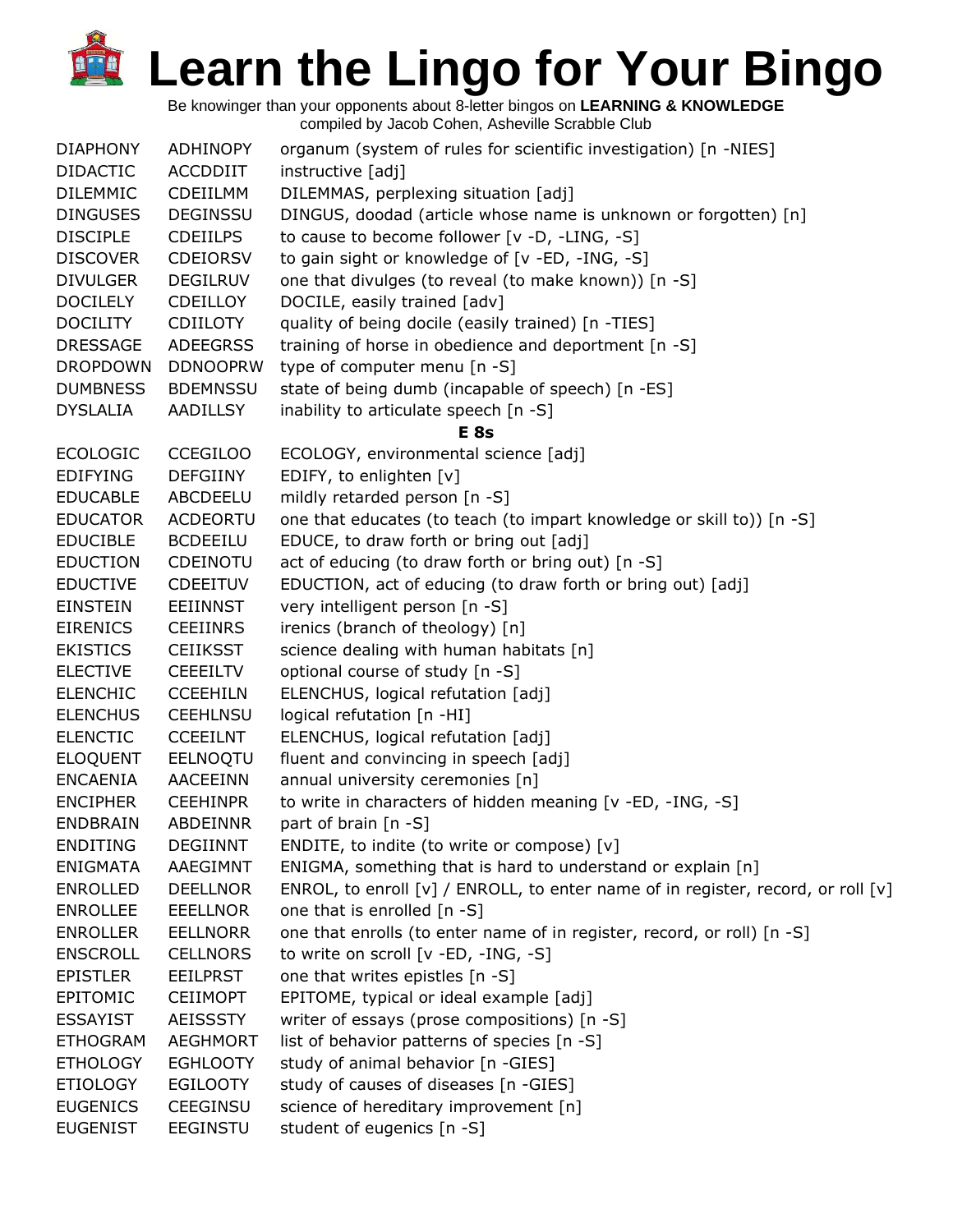# Learn the Lingo for Your Bingo

Be knowinger than your opponents about 8-letter bingos on **LEARNING & KNOWLEDGE**
compiled by Jacob Cohen, Asheville Scrabble Club

| | | |
|---|---|---|
| DIAPHONY | ADHINOPY | organum (system of rules for scientific investigation) [n -NIES] |
| DIDACTIC | ACCDDIIT | instructive [adj] |
| DILEMMIC | CDEIILMM | DILEMMAS, perplexing situation [adj] |
| DINGUSES | DEGINSSU | DINGUS, doodad (article whose name is unknown or forgotten) [n] |
| DISCIPLE | CDEIILPS | to cause to become follower [v -D, -LING, -S] |
| DISCOVER | CDEIORSV | to gain sight or knowledge of [v -ED, -ING, -S] |
| DIVULGER | DEGILRUV | one that divulges (to reveal (to make known)) [n -S] |
| DOCILELY | CDEILLOY | DOCILE, easily trained [adv] |
| DOCILITY | CDIILOTY | quality of being docile (easily trained) [n -TIES] |
| DRESSAGE | ADEEGRSS | training of horse in obedience and deportment [n -S] |
| DROPDOWN | DDNOOPRW | type of computer menu [n -S] |
| DUMBNESS | BDEMNSSU | state of being dumb (incapable of speech) [n -ES] |
| DYSLALIA | AADILLSY | inability to articulate speech [n -S] |
| | | **E 8s** |
| ECOLOGIC | CCEGILOO | ECOLOGY, environmental science [adj] |
| EDIFYING | DEFGIINY | EDIFY, to enlighten [v] |
| EDUCABLE | ABCDEELU | mildly retarded person [n -S] |
| EDUCATOR | ACDEORTU | one that educates (to teach (to impart knowledge or skill to)) [n -S] |
| EDUCIBLE | BCDEEILU | EDUCE, to draw forth or bring out [adj] |
| EDUCTION | CDEINOTU | act of educing (to draw forth or bring out) [n -S] |
| EDUCTIVE | CDEEITUV | EDUCTION, act of educing (to draw forth or bring out) [adj] |
| EINSTEIN | EEIINNST | very intelligent person [n -S] |
| EIRENICS | CEEIINRS | irenics (branch of theology) [n] |
| EKISTICS | CEIIKSST | science dealing with human habitats [n] |
| ELECTIVE | CEEEILTV | optional course of study [n -S] |
| ELENCHIC | CCEEHILN | ELENCHUS, logical refutation [adj] |
| ELENCHUS | CEEHLNSU | logical refutation [n -HI] |
| ELENCTIC | CCEEILNT | ELENCHUS, logical refutation [adj] |
| ELOQUENT | EELNOQTU | fluent and convincing in speech [adj] |
| ENCAENIA | AACEEINN | annual university ceremonies [n] |
| ENCIPHER | CEEHINPR | to write in characters of hidden meaning [v -ED, -ING, -S] |
| ENDBRAIN | ABDEINNR | part of brain [n -S] |
| ENDITING | DEGIINNT | ENDITE, to indite (to write or compose) [v] |
| ENIGMATA | AAEGIMNT | ENIGMA, something that is hard to understand or explain [n] |
| ENROLLED | DEELLNOR | ENROL, to enroll [v] / ENROLL, to enter name of in register, record, or roll [v] |
| ENROLLEE | EEELLNOR | one that is enrolled [n -S] |
| ENROLLER | EELLNORR | one that enrolls (to enter name of in register, record, or roll) [n -S] |
| ENSCROLL | CELLNORS | to write on scroll [v -ED, -ING, -S] |
| EPISTLER | EEILPRST | one that writes epistles [n -S] |
| EPITOMIC | CEIIMOPT | EPITOME, typical or ideal example [adj] |
| ESSAYIST | AEISSSTY | writer of essays (prose compositions) [n -S] |
| ETHOGRAM | AEGHMORT | list of behavior patterns of species [n -S] |
| ETHOLOGY | EGHLOOTY | study of animal behavior [n -GIES] |
| ETIOLOGY | EGILOOTY | study of causes of diseases [n -GIES] |
| EUGENICS | CEEGINSU | science of hereditary improvement [n] |
| EUGENIST | EEGINSTU | student of eugenics [n -S] |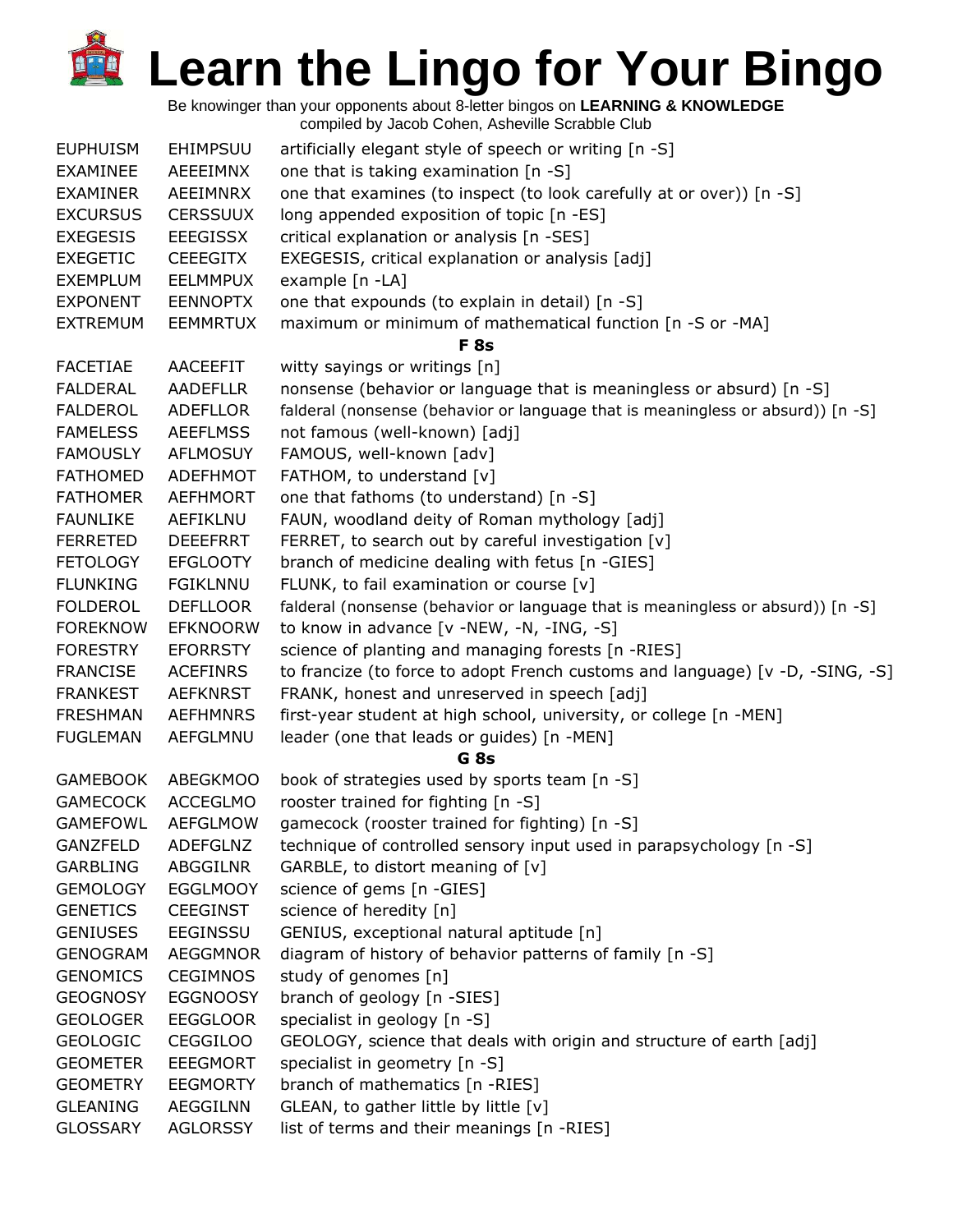# Learn the Lingo for Your Bingo

Be knowinger than your opponents about 8-letter bingos on **LEARNING & KNOWLEDGE**
compiled by Jacob Cohen, Asheville Scrabble Club

| | | |
|---|---|---|
| EUPHUISM | EHIMPSUU | artificially elegant style of speech or writing [n -S] |
| EXAMINEE | AEEEIMNX | one that is taking examination [n -S] |
| EXAMINER | AEEIMNRX | one that examines (to inspect (to look carefully at or over)) [n -S] |
| EXCURSUS | CERSSUUX | long appended exposition of topic [n -ES] |
| EXEGESIS | EEEGISSX | critical explanation or analysis [n -SES] |
| EXEGETIC | CEEEGITX | EXEGESIS, critical explanation or analysis [adj] |
| EXEMPLUM | EELMMPUX | example [n -LA] |
| EXPONENT | EENNOPTX | one that expounds (to explain in detail) [n -S] |
| EXTREMUM | EEMMRTUX | maximum or minimum of mathematical function [n -S or -MA] |
| | | **F 8s** |
| FACETIAE | AACEEFIT | witty sayings or writings [n] |
| FALDERAL | AADEFLLR | nonsense (behavior or language that is meaningless or absurd) [n -S] |
| FALDEROL | ADEFLLOR | falderal (nonsense (behavior or language that is meaningless or absurd)) [n -S] |
| FAMELESS | AEEFLMSS | not famous (well-known) [adj] |
| FAMOUSLY | AFLMOSUY | FAMOUS, well-known [adv] |
| FATHOMED | ADEFHMOT | FATHOM, to understand [v] |
| FATHOMER | AEFHMORT | one that fathoms (to understand) [n -S] |
| FAUNLIKE | AEFIKLNU | FAUN, woodland deity of Roman mythology [adj] |
| FERRETED | DEEEFRRT | FERRET, to search out by careful investigation [v] |
| FETOLOGY | EFGLOOTY | branch of medicine dealing with fetus [n -GIES] |
| FLUNKING | FGIKLNNU | FLUNK, to fail examination or course [v] |
| FOLDEROL | DEFLLOOR | falderal (nonsense (behavior or language that is meaningless or absurd)) [n -S] |
| FOREKNOW | EFKNOORW | to know in advance [v -NEW, -N, -ING, -S] |
| FORESTRY | EFORRSTY | science of planting and managing forests [n -RIES] |
| FRANCISE | ACEFINRS | to francize (to force to adopt French customs and language) [v -D, -SING, -S] |
| FRANKEST | AEFKNRST | FRANK, honest and unreserved in speech [adj] |
| FRESHMAN | AEFHMNRS | first-year student at high school, university, or college [n -MEN] |
| FUGLEMAN | AEFGLMNU | leader (one that leads or guides) [n -MEN] |
| | | **G 8s** |
| GAMEBOOK | ABEGKMOO | book of strategies used by sports team [n -S] |
| GAMECOCK | ACCEGLMO | rooster trained for fighting [n -S] |
| GAMEFOWL | AEFGLMOW | gamecock (rooster trained for fighting) [n -S] |
| GANZFELD | ADEFGLNZ | technique of controlled sensory input used in parapsychology [n -S] |
| GARBLING | ABGGILNR | GARBLE, to distort meaning of [v] |
| GEMOLOGY | EGGLMOOY | science of gems [n -GIES] |
| GENETICS | CEEGINST | science of heredity [n] |
| GENIUSES | EEGINSSU | GENIUS, exceptional natural aptitude [n] |
| GENOGRAM | AEGGMNOR | diagram of history of behavior patterns of family [n -S] |
| GENOMICS | CEGIMNOS | study of genomes [n] |
| GEOGNOSY | EGGNOOSY | branch of geology [n -SIES] |
| GEOLOGER | EEGGLOOR | specialist in geology [n -S] |
| GEOLOGIC | CEGGILOO | GEOLOGY, science that deals with origin and structure of earth [adj] |
| GEOMETER | EEEGMORT | specialist in geometry [n -S] |
| GEOMETRY | EEGMORTY | branch of mathematics [n -RIES] |
| GLEANING | AEGGILNN | GLEAN, to gather little by little [v] |
| GLOSSARY | AGLORSSY | list of terms and their meanings [n -RIES] |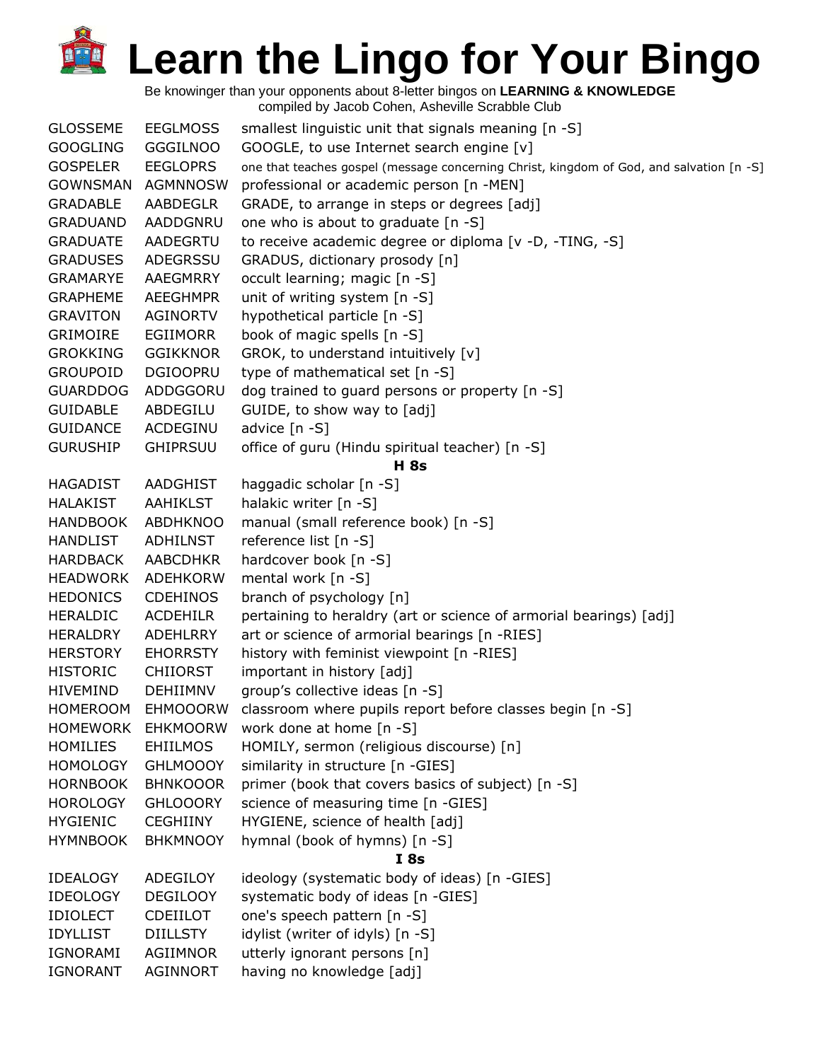# Learn the Lingo for Your Bingo

Be knowinger than your opponents about 8-letter bingos on **LEARNING & KNOWLEDGE**
compiled by Jacob Cohen, Asheville Scrabble Club

| | | |
|---|---|---|
| GLOSSEME | EEGLMOSS | smallest linguistic unit that signals meaning [n -S] |
| GOOGLING | GGGILNOO | GOOGLE, to use Internet search engine [v] |
| GOSPELER | EEGLOPRS | one that teaches gospel (message concerning Christ, kingdom of God, and salvation [n -S] |
| GOWNSMAN | AGMNNOSW | professional or academic person [n -MEN] |
| GRADABLE | AABBDEGLR | GRADE, to arrange in steps or degrees [adj] |
| GRADUAND | AADDGNRU | one who is about to graduate [n -S] |
| GRADUATE | AADEGRTU | to receive academic degree or diploma [v -D, -TING, -S] |
| GRADUSES | ADEGRSSU | GRADUS, dictionary prosody [n] |
| GRAMARYE | AAEGMRRY | occult learning; magic [n -S] |
| GRAPHEME | AEEGHMPR | unit of writing system [n -S] |
| GRAVITON | AGINORTV | hypothetical particle [n -S] |
| GRIMOIRE | EGIIMORR | book of magic spells [n -S] |
| GROKKING | GGIKKNOR | GROK, to understand intuitively [v] |
| GROUPOID | DGIOOPRU | type of mathematical set [n -S] |
| GUARDDOG | ADDGGORU | dog trained to guard persons or property [n -S] |
| GUIDABLE | ABDEGILU | GUIDE, to show way to [adj] |
| GUIDANCE | ACDEGINU | advice [n -S] |
| GURUSHIP | GHIPRSUU | office of guru (Hindu spiritual teacher) [n -S] |
| | | **H 8s** |
| HAGADIST | AADGHIST | haggadic scholar [n -S] |
| HALAKIST | AAHIKLST | halakic writer [n -S] |
| HANDBOOK | ABDHKNOO | manual (small reference book) [n -S] |
| HANDLIST | ADHILNST | reference list [n -S] |
| HARDBACK | AABCDHKR | hardcover book [n -S] |
| HEADWORK | ADEHKORW | mental work [n -S] |
| HEDONICS | CDEHINOS | branch of psychology [n] |
| HERALDIC | ACDEHILR | pertaining to heraldry (art or science of armorial bearings) [adj] |
| HERALDRY | ADEHLRRY | art or science of armorial bearings [n -RIES] |
| HERSTORY | EHORRSTY | history with feminist viewpoint [n -RIES] |
| HISTORIC | CHIIORST | important in history [adj] |
| HIVEMIND | DEHIIMNV | group's collective ideas [n -S] |
| HOMEROOM | EHMOOORW | classroom where pupils report before classes begin [n -S] |
| HOMEWORK | EHKMOORW | work done at home [n -S] |
| HOMILIES | EHIILMOS | HOMILY, sermon (religious discourse) [n] |
| HOMOLOGY | GHLMOOOY | similarity in structure [n -GIES] |
| HORNBOOK | BHNKOOOR | primer (book that covers basics of subject) [n -S] |
| HOROLOGY | GHLOOORY | science of measuring time [n -GIES] |
| HYGIENIC | CEGHIINY | HYGIENE, science of health [adj] |
| HYMNBOOK | BHKMNOOY | hymnal (book of hymns) [n -S] |
| | | **I 8s** |
| IDEALOGY | ADEGILOY | ideology (systematic body of ideas) [n -GIES] |
| IDEOLOGY | DEGILOOY | systematic body of ideas [n -GIES] |
| IDIOLECT | CDEIILOT | one's speech pattern [n -S] |
| IDYLLIST | DIILLSTY | idylist (writer of idyls) [n -S] |
| IGNORAMI | AGIIMNOR | utterly ignorant persons [n] |
| IGNORANT | AGINNORT | having no knowledge [adj] |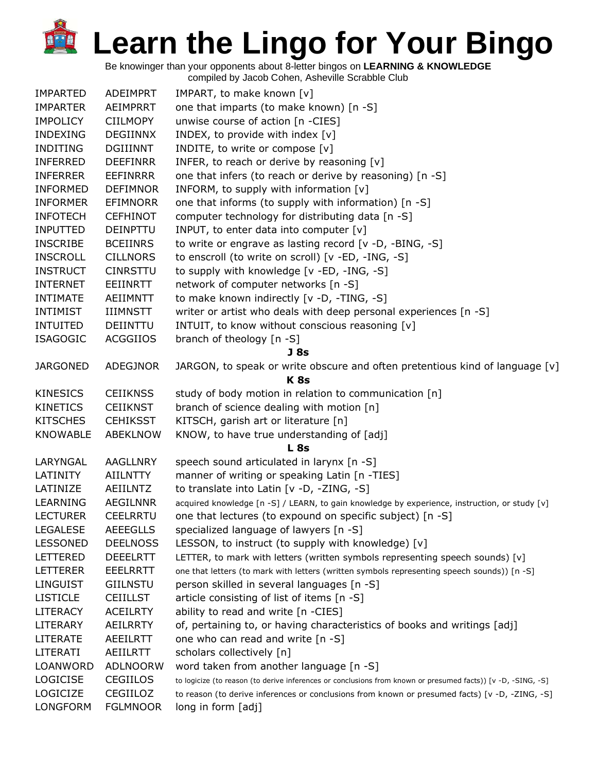# Learn the Lingo for Your Bingo

Be knowinger than your opponents about 8-letter bingos on **LEARNING & KNOWLEDGE**
compiled by Jacob Cohen, Asheville Scrabble Club

| | | |
|---|---|---|
| IMPARTED | ADEIMPRT | IMPART, to make known [v] |
| IMPARTER | AEIMPRRT | one that imparts (to make known) [n -S] |
| IMPOLICY | CIILMOPY | unwise course of action [n -CIES] |
| INDEXING | DEGIINNX | INDEX, to provide with index [v] |
| INDITING | DGIIINNT | INDITE, to write or compose [v] |
| INFERRED | DEEFINRR | INFER, to reach or derive by reasoning [v] |
| INFERRER | EEFINRRR | one that infers (to reach or derive by reasoning) [n -S] |
| INFORMED | DEFIMNOR | INFORM, to supply with information [v] |
| INFORMER | EFIMNORR | one that informs (to supply with information) [n -S] |
| INFOTECH | CEFHINOT | computer technology for distributing data [n -S] |
| INPUTTED | DEINPTTU | INPUT, to enter data into computer [v] |
| INSCRIBE | BCEIINRS | to write or engrave as lasting record [v -D, -BING, -S] |
| INSCROLL | CILLNORS | to enscroll (to write on scroll) [v -ED, -ING, -S] |
| INSTRUCT | CINRSTTU | to supply with knowledge [v -ED, -ING, -S] |
| INTERNET | EEIINRTT | network of computer networks [n -S] |
| INTIMATE | AEIIMNTT | to make known indirectly [v -D, -TING, -S] |
| INTIMIST | IIIMNSTT | writer or artist who deals with deep personal experiences [n -S] |
| INTUITED | DEIINTTU | INTUIT, to know without conscious reasoning [v] |
| ISAGOGIC | ACGGIIOS | branch of theology [n -S] |
| | | **J 8s** |
| JARGONED | ADEGJNOR | JARGON, to speak or write obscure and often pretentious kind of language [v] |
| | | **K 8s** |
| KINESICS | CEIIKNSS | study of body motion in relation to communication [n] |
| KINETICS | CEIIKNST | branch of science dealing with motion [n] |
| KITSCHES | CEHIKSST | KITSCH, garish art or literature [n] |
| KNOWABLE | ABEKLNOW | KNOW, to have true understanding of [adj] |
| | | **L 8s** |
| LARYNGAL | AAGLLNRY | speech sound articulated in larynx [n -S] |
| LATINITY | AIILNTTY | manner of writing or speaking Latin [n -TIES] |
| LATINIZE | AEIILNTZ | to translate into Latin [v -D, -ZING, -S] |
| LEARNING | AEGILNNR | acquired knowledge [n -S] / LEARN, to gain knowledge by experience, instruction, or study [v] |
| LECTURER | CEELRRTU | one that lectures (to expound on specific subject) [n -S] |
| LEGALESE | AEEEGLLS | specialized language of lawyers [n -S] |
| LESSONED | DEELNOSS | LESSON, to instruct (to supply with knowledge) [v] |
| LETTERED | DEEELRTT | LETTER, to mark with letters (written symbols representing speech sounds) [v] |
| LETTERER | EEELRRTT | one that letters (to mark with letters (written symbols representing speech sounds)) [n -S] |
| LINGUIST | GIILNSTU | person skilled in several languages [n -S] |
| LISTICLE | CEIILLST | article consisting of list of items [n -S] |
| LITERACY | ACEILRTY | ability to read and write [n -CIES] |
| LITERARY | AEILRRTY | of, pertaining to, or having characteristics of books and writings [adj] |
| LITERATE | AEEILRTT | one who can read and write [n -S] |
| LITERATI | AEIILRTT | scholars collectively [n] |
| LOANWORD | ADLNOORW | word taken from another language [n -S] |
| LOGICISE | CEGIILOS | to logicize (to reason (to derive inferences or conclusions from known or presumed facts)) [v -D, -SING, -S] |
| LOGICIZE | CEGIILOZ | to reason (to derive inferences or conclusions from known or presumed facts) [v -D, -ZING, -S] |
| LONGFORM | FGLMNOOR | long in form [adj] |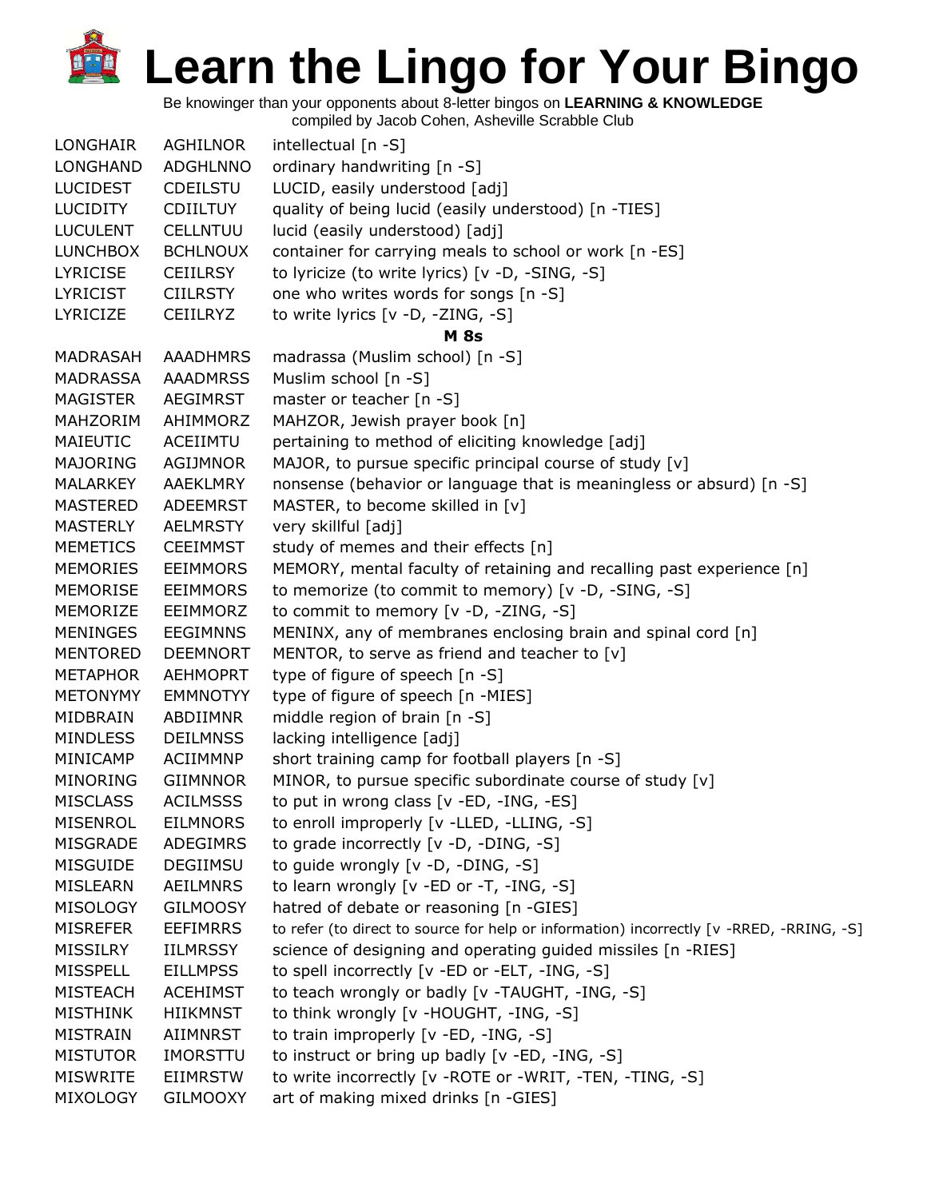# Learn the Lingo for Your Bingo

Be knowinger than your opponents about 8-letter bingos on **LEARNING & KNOWLEDGE**
compiled by Jacob Cohen, Asheville Scrabble Club

| | | |
|---|---|---|
| LONGHAIR | AGHILNOR | intellectual [n -S] |
| LONGHAND | ADGHLNNO | ordinary handwriting [n -S] |
| LUCIDEST | CDEILSTU | LUCID, easily understood [adj] |
| LUCIDITY | CDIILTUY | quality of being lucid (easily understood) [n -TIES] |
| LUCULENT | CELLNTUU | lucid (easily understood) [adj] |
| LUNCHBOX | BCHLNOUX | container for carrying meals to school or work [n -ES] |
| LYRICISE | CEIILRSY | to lyricize (to write lyrics) [v -D, -SING, -S] |
| LYRICIST | CIILRSTY | one who writes words for songs [n -S] |
| LYRICIZE | CEIILRYZ | to write lyrics [v -D, -ZING, -S] |
| | | **M 8s** |
| MADRASAH | AAADHMRS | madrassa (Muslim school) [n -S] |
| MADRASSA | AAADMRSS | Muslim school [n -S] |
| MAGISTER | AEGIMRST | master or teacher [n -S] |
| MAHZORIM | AHIMMORZ | MAHZOR, Jewish prayer book [n] |
| MAIEUTIC | ACEIIMTU | pertaining to method of eliciting knowledge [adj] |
| MAJORING | AGIJMNOR | MAJOR, to pursue specific principal course of study [v] |
| MALARKEY | AAEKLMRY | nonsense (behavior or language that is meaningless or absurd) [n -S] |
| MASTERED | ADEEMRST | MASTER, to become skilled in [v] |
| MASTERLY | AELMRSTY | very skillful [adj] |
| MEMETICS | CEEIMMST | study of memes and their effects [n] |
| MEMORIES | EEIMMORS | MEMORY, mental faculty of retaining and recalling past experience [n] |
| MEMORISE | EEIMMORS | to memorize (to commit to memory) [v -D, -SING, -S] |
| MEMORIZE | EEIMMORZ | to commit to memory [v -D, -ZING, -S] |
| MENINGES | EEGIMNNS | MENINX, any of membranes enclosing brain and spinal cord [n] |
| MENTORED | DEEMNORT | MENTOR, to serve as friend and teacher to [v] |
| METAPHOR | AEHMOPRT | type of figure of speech [n -S] |
| METONYMY | EMMNOTYY | type of figure of speech [n -MIES] |
| MIDBRAIN | ABDIIMNR | middle region of brain [n -S] |
| MINDLESS | DEILMNSS | lacking intelligence [adj] |
| MINICAMP | ACIIMMNP | short training camp for football players [n -S] |
| MINORING | GIIMNNOR | MINOR, to pursue specific subordinate course of study [v] |
| MISCLASS | ACILMSSS | to put in wrong class [v -ED, -ING, -ES] |
| MISENROL | EILMNORS | to enroll improperly [v -LLED, -LLING, -S] |
| MISGRADE | ADEGIMRS | to grade incorrectly [v -D, -DING, -S] |
| MISGUIDE | DEGIIMSU | to guide wrongly [v -D, -DING, -S] |
| MISLEARN | AEILMNRS | to learn wrongly [v -ED or -T, -ING, -S] |
| MISOLOGY | GILMOOSY | hatred of debate or reasoning [n -GIES] |
| MISREFER | EEFIMRRS | to refer (to direct to source for help or information) incorrectly [v -RRED, -RRING, -S] |
| MISSILRY | IILMRSSY | science of designing and operating guided missiles [n -RIES] |
| MISSPELL | EILLMPSS | to spell incorrectly [v -ED or -ELT, -ING, -S] |
| MISTEACH | ACEHIMST | to teach wrongly or badly [v -TAUGHT, -ING, -S] |
| MISTHINK | HIIKMNST | to think wrongly [v -HOUGHT, -ING, -S] |
| MISTRAIN | AIIMNRST | to train improperly [v -ED, -ING, -S] |
| MISTUTOR | IMORSTTU | to instruct or bring up badly [v -ED, -ING, -S] |
| MISWRITE | EIIMRSTW | to write incorrectly [v -ROTE or -WRIT, -TEN, -TING, -S] |
| MIXOLOGY | GILMOOXY | art of making mixed drinks [n -GIES] |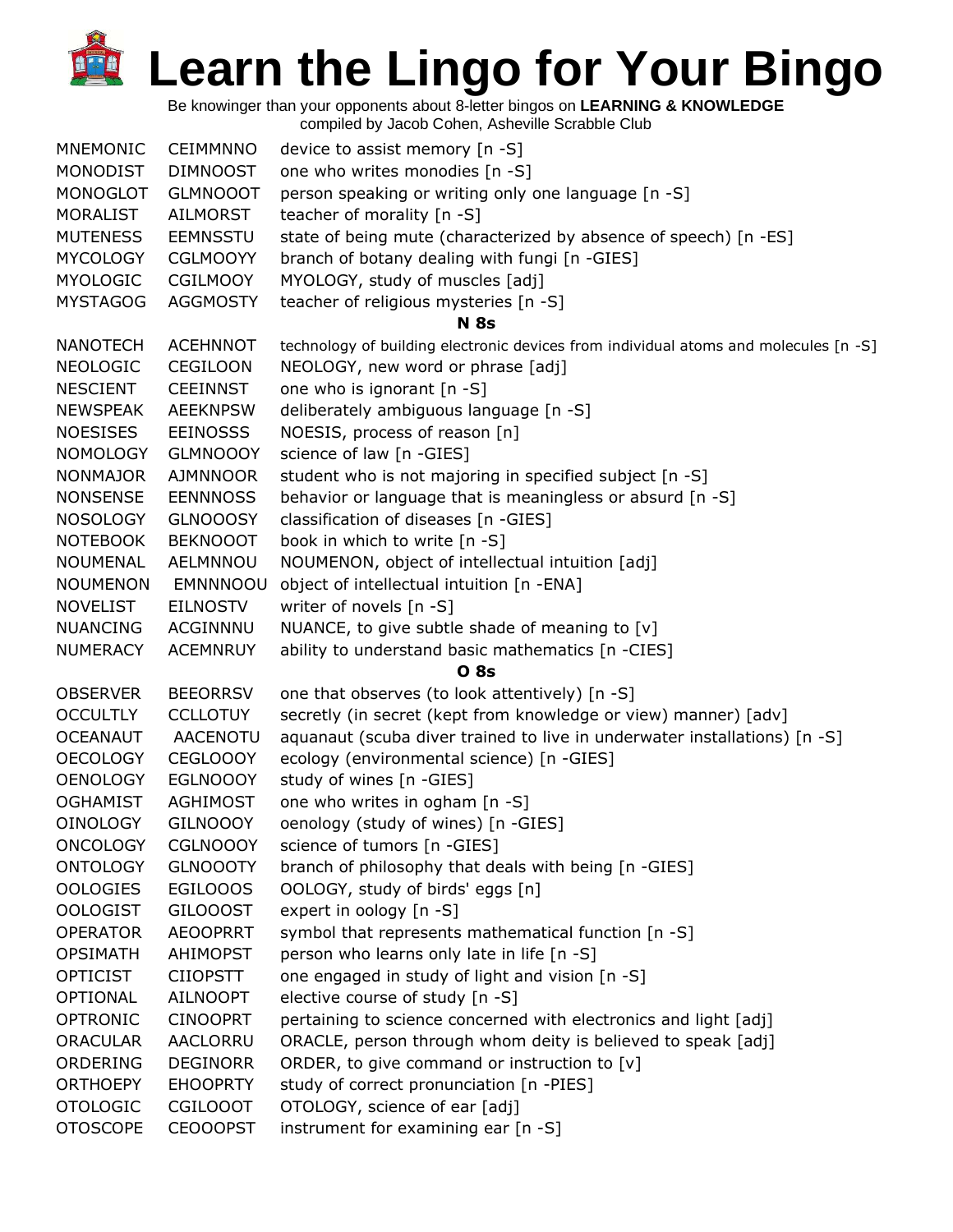# Learn the Lingo for Your Bingo

Be knowinger than your opponents about 8-letter bingos on **LEARNING & KNOWLEDGE**
compiled by Jacob Cohen, Asheville Scrabble Club

| | | |
|---|---|---|
| MNEMONIC | CEIMMNNO | device to assist memory [n -S] |
| MONODIST | DIMNOOST | one who writes monodies [n -S] |
| MONOGLOT | GLMNOOOT | person speaking or writing only one language [n -S] |
| MORALIST | AILMORST | teacher of morality [n -S] |
| MUTENESS | EEMNSSTU | state of being mute (characterized by absence of speech) [n -ES] |
| MYCOLOGY | CGLMOOYY | branch of botany dealing with fungi [n -GIES] |
| MYOLOGIC | CGILMOOY | MYOLOGY, study of muscles [adj] |
| MYSTAGOG | AGGMOSTY | teacher of religious mysteries [n -S] |

**N 8s**

| | | |
|---|---|---|
| NANOTECH | ACEHNNOT | technology of building electronic devices from individual atoms and molecules [n -S] |
| NEOLOGIC | CEGILOON | NEOLOGY, new word or phrase [adj] |
| NESCIENT | CEEINNST | one who is ignorant [n -S] |
| NEWSPEAK | AEEKNPSW | deliberately ambiguous language [n -S] |
| NOESISES | EEINOSSS | NOESIS, process of reason [n] |
| NOMOLOGY | GLMNOOOY | science of law [n -GIES] |
| NONMAJOR | AJMNNOOR | student who is not majoring in specified subject [n -S] |
| NONSENSE | EENNNOSS | behavior or language that is meaningless or absurd [n -S] |
| NOSOLOGY | GLNOOOSY | classification of diseases [n -GIES] |
| NOTEBOOK | BEKNOOOT | book in which to write [n -S] |
| NOUMENAL | AELMNNOU | NOUMENON, object of intellectual intuition [adj] |
| NOUMENON | EMNNNOOU | object of intellectual intuition [n -ENA] |
| NOVELIST | EILNOSTV | writer of novels [n -S] |
| NUANCING | ACGINNNU | NUANCE, to give subtle shade of meaning to [v] |
| NUMERACY | ACEMNRUY | ability to understand basic mathematics [n -CIES] |

**O 8s**

| | | |
|---|---|---|
| OBSERVER | BEEORRSV | one that observes (to look attentively) [n -S] |
| OCCULTLY | CCLLOTUY | secretly (in secret (kept from knowledge or view) manner) [adv] |
| OCEANAUT | AACENOTU | aquanaut (scuba diver trained to live in underwater installations) [n -S] |
| OECOLOGY | CEGLOOOY | ecology (environmental science) [n -GIES] |
| OENOLOGY | EGLNOOOY | study of wines [n -GIES] |
| OGHAMIST | AGHIMOST | one who writes in ogham [n -S] |
| OINOLOGY | GILNOOOY | oenology (study of wines) [n -GIES] |
| ONCOLOGY | CGLNOOOY | science of tumors [n -GIES] |
| ONTOLOGY | GLNOOOTY | branch of philosophy that deals with being [n -GIES] |
| OOLOGIES | EGILOOOS | OOLOGY, study of birds' eggs [n] |
| OOLOGIST | GILOOOST | expert in oology [n -S] |
| OPERATOR | AEOOPRRT | symbol that represents mathematical function [n -S] |
| OPSIMATH | AHIMOPST | person who learns only late in life [n -S] |
| OPTICIST | CIIOPSTT | one engaged in study of light and vision [n -S] |
| OPTIONAL | AILNOOPT | elective course of study [n -S] |
| OPTRONIC | CINOOPRT | pertaining to science concerned with electronics and light [adj] |
| ORACULAR | AACLORRU | ORACLE, person through whom deity is believed to speak [adj] |
| ORDERING | DEGINORR | ORDER, to give command or instruction to [v] |
| ORTHOEPY | EHOOPRTY | study of correct pronunciation [n -PIES] |
| OTOLOGIC | CGILOOOT | OTOLOGY, science of ear [adj] |
| OTOSCOPE | CEOOOPST | instrument for examining ear [n -S] |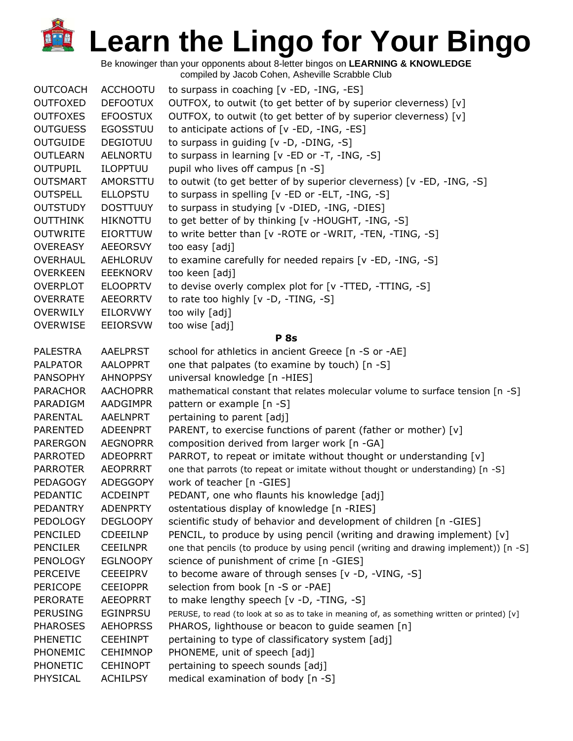# Learn the Lingo for Your Bingo

Be knowinger than your opponents about 8-letter bingos on **LEARNING & KNOWLEDGE**
compiled by Jacob Cohen, Asheville Scrabble Club

| | | |
|---|---|---|
| OUTCOACH | ACCHOOTU | to surpass in coaching [v -ED, -ING, -ES] |
| OUTFOXED | DEFOOTUX | OUTFOX, to outwit (to get better of by superior cleverness) [v] |
| OUTFOXES | EFOOSTUX | OUTFOX, to outwit (to get better of by superior cleverness) [v] |
| OUTGUESS | EGOSSTUU | to anticipate actions of [v -ED, -ING, -ES] |
| OUTGUIDE | DEGIOTUU | to surpass in guiding [v -D, -DING, -S] |
| OUTLEARN | AELNORTU | to surpass in learning [v -ED or -T, -ING, -S] |
| OUTPUPIL | ILOPPTUU | pupil who lives off campus [n -S] |
| OUTSMART | AMORSTTU | to outwit (to get better of by superior cleverness) [v -ED, -ING, -S] |
| OUTSPELL | ELLOPSTU | to surpass in spelling [v -ED or -ELT, -ING, -S] |
| OUTSTUDY | DOSTTUUY | to surpass in studying [v -DIED, -ING, -DIES] |
| OUTTHINK | HIKNOTTU | to get better of by thinking [v -HOUGHT, -ING, -S] |
| OUTWRITE | EIORTTUW | to write better than [v -ROTE or -WRIT, -TEN, -TING, -S] |
| OVEREASY | AEEORSVY | too easy [adj] |
| OVERHAUL | AEHLORUV | to examine carefully for needed repairs [v -ED, -ING, -S] |
| OVERKEEN | EEEKNORV | too keen [adj] |
| OVERPLOT | ELOOPRTV | to devise overly complex plot for [v -TTED, -TTING, -S] |
| OVERRATE | AEEORRTV | to rate too highly [v -D, -TING, -S] |
| OVERWILY | EILORVWY | too wily [adj] |
| OVERWISE | EEIORSVW | too wise [adj] |

**P 8s**

| | | |
|---|---|---|
| PALESTRA | AAELPRST | school for athletics in ancient Greece [n -S or -AE] |
| PALPATOR | AALOPPRT | one that palpates (to examine by touch) [n -S] |
| PANSOPHY | AHNOPPSY | universal knowledge [n -HIES] |
| PARACHOR | AACHOPRR | mathematical constant that relates molecular volume to surface tension [n -S] |
| PARADIGM | AADGIMPR | pattern or example [n -S] |
| PARENTAL | AAELNPRT | pertaining to parent [adj] |
| PARENTED | ADEENPRT | PARENT, to exercise functions of parent (father or mother) [v] |
| PARERGON | AEGNOPRR | composition derived from larger work [n -GA] |
| PARROTED | ADEOPRRT | PARROT, to repeat or imitate without thought or understanding [v] |
| PARROTER | AEOPRRRT | one that parrots (to repeat or imitate without thought or understanding) [n -S] |
| PEDAGOGY | ADEGGOPY | work of teacher [n -GIES] |
| PEDANTIC | ACDEINPT | PEDANT, one who flaunts his knowledge [adj] |
| PEDANTRY | ADENPRTY | ostentatious display of knowledge [n -RIES] |
| PEDOLOGY | DEGLOOPY | scientific study of behavior and development of children [n -GIES] |
| PENCILED | CDEEILNP | PENCIL, to produce by using pencil (writing and drawing implement) [v] |
| PENCILER | CEEILNPR | one that pencils (to produce by using pencil (writing and drawing implement)) [n -S] |
| PENOLOGY | EGLNOOPY | science of punishment of crime [n -GIES] |
| PERCEIVE | CEEEIPRV | to become aware of through senses [v -D, -VING, -S] |
| PERICOPE | CEEIOPPR | selection from book [n -S or -PAE] |
| PERORATE | AEEOPRRT | to make lengthy speech [v -D, -TING, -S] |
| PERUSING | EGINPRSU | PERUSE, to read (to look at so as to take in meaning of, as something written or printed) [v] |
| PHAROSES | AEHOPRSS | PHAROS, lighthouse or beacon to guide seamen [n] |
| PHENETIC | CEEHINPT | pertaining to type of classificatory system [adj] |
| PHONEMIC | CEHIMNOP | PHONEME, unit of speech [adj] |
| PHONETIC | CEHINOPT | pertaining to speech sounds [adj] |
| PHYSICAL | ACHILPSY | medical examination of body [n -S] |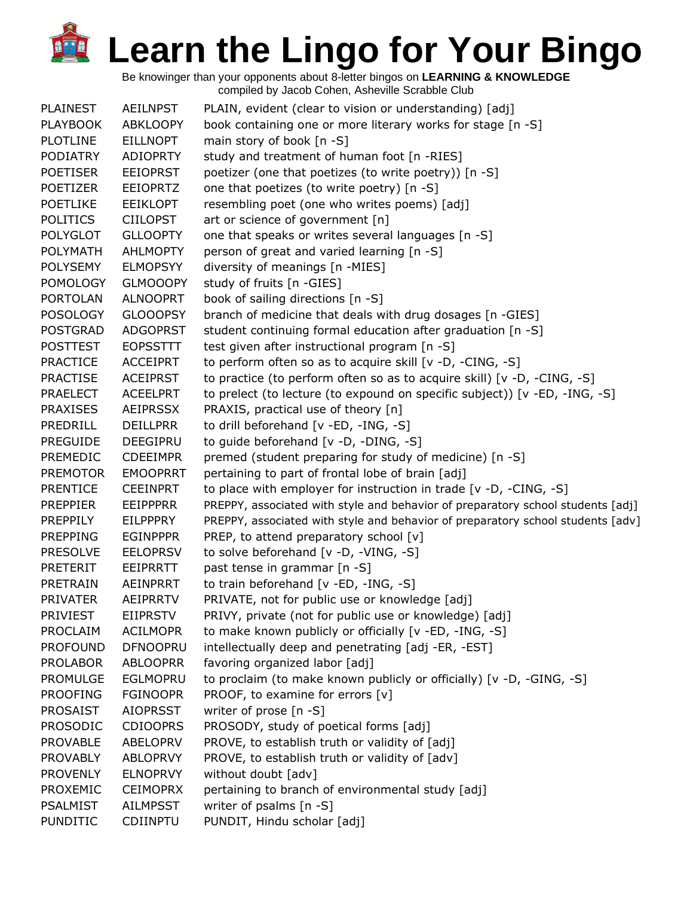# Learn the Lingo for Your Bingo

Be knowinger than your opponents about 8-letter bingos on **LEARNING & KNOWLEDGE**
compiled by Jacob Cohen, Asheville Scrabble Club

| | | |
|---|---|---|
| PLAINEST | AEILNPST | PLAIN, evident (clear to vision or understanding) [adj] |
| PLAYBOOK | ABKLOOPY | book containing one or more literary works for stage [n -S] |
| PLOTLINE | EILLNOPT | main story of book [n -S] |
| PODIATRY | ADIOPRTY | study and treatment of human foot [n -RIES] |
| POETISER | EEIOPRST | poetizer (one that poetizes (to write poetry)) [n -S] |
| POETIZER | EEIOPRTZ | one that poetizes (to write poetry) [n -S] |
| POETLIKE | EEIKLOPT | resembling poet (one who writes poems) [adj] |
| POLITICS | CIILOPST | art or science of government [n] |
| POLYGLOT | GLLOOPTY | one that speaks or writes several languages [n -S] |
| POLYMATH | AHLMOPTY | person of great and varied learning [n -S] |
| POLYSEMY | ELMOPSYY | diversity of meanings [n -MIES] |
| POMOLOGY | GLMOOOPY | study of fruits [n -GIES] |
| PORTOLAN | ALNOOPRT | book of sailing directions [n -S] |
| POSOLOGY | GLOOOPSY | branch of medicine that deals with drug dosages [n -GIES] |
| POSTGRAD | ADGOPRST | student continuing formal education after graduation [n -S] |
| POSTTEST | EOPSSTTT | test given after instructional program [n -S] |
| PRACTICE | ACCEIPRT | to perform often so as to acquire skill [v -D, -CING, -S] |
| PRACTISE | ACEIPRST | to practice (to perform often so as to acquire skill) [v -D, -CING, -S] |
| PRAELECT | ACEELPRT | to prelect (to lecture (to expound on specific subject)) [v -ED, -ING, -S] |
| PRAXISES | AEIPRSSX | PRAXIS, practical use of theory [n] |
| PREDRILL | DEILLPRR | to drill beforehand [v -ED, -ING, -S] |
| PREGUIDE | DEEGIPRU | to guide beforehand [v -D, -DING, -S] |
| PREMEDIC | CDEEIMPR | premed (student preparing for study of medicine) [n -S] |
| PREMOTOR | EMOOPRRT | pertaining to part of frontal lobe of brain [adj] |
| PRENTICE | CEEINPRT | to place with employer for instruction in trade [v -D, -CING, -S] |
| PREPPIER | EEIPPPRR | PREPPY, associated with style and behavior of preparatory school students [adj] |
| PREPPILY | EILPPPRY | PREPPY, associated with style and behavior of preparatory school students [adv] |
| PREPPING | EGINPPPR | PREP, to attend preparatory school [v] |
| PRESOLVE | EELOPRSV | to solve beforehand [v -D, -VING, -S] |
| PRETERIT | EEIPRRTT | past tense in grammar [n -S] |
| PRETRAIN | AEINPRRT | to train beforehand [v -ED, -ING, -S] |
| PRIVATER | AEIPRRTV | PRIVATE, not for public use or knowledge [adj] |
| PRIVIEST | EIIPRSTV | PRIVY, private (not for public use or knowledge) [adj] |
| PROCLAIM | ACILMOPR | to make known publicly or officially [v -ED, -ING, -S] |
| PROFOUND | DFNOOPRU | intellectually deep and penetrating [adj -ER, -EST] |
| PROLABOR | ABLOOPRR | favoring organized labor [adj] |
| PROMULGE | EGLMOPRU | to proclaim (to make known publicly or officially) [v -D, -GING, -S] |
| PROOFING | FGINOOPR | PROOF, to examine for errors [v] |
| PROSAIST | AIOPRSST | writer of prose [n -S] |
| PROSODIC | CDIOOPRS | PROSODY, study of poetical forms [adj] |
| PROVABLE | ABELOPRV | PROVE, to establish truth or validity of [adj] |
| PROVABLY | ABLOPRVY | PROVE, to establish truth or validity of [adv] |
| PROVENLY | ELNOPRVY | without doubt [adv] |
| PROXEMIC | CEIMOPRX | pertaining to branch of environmental study [adj] |
| PSALMIST | AILMPSST | writer of psalms [n -S] |
| PUNDITIC | CDIINPTU | PUNDIT, Hindu scholar [adj] |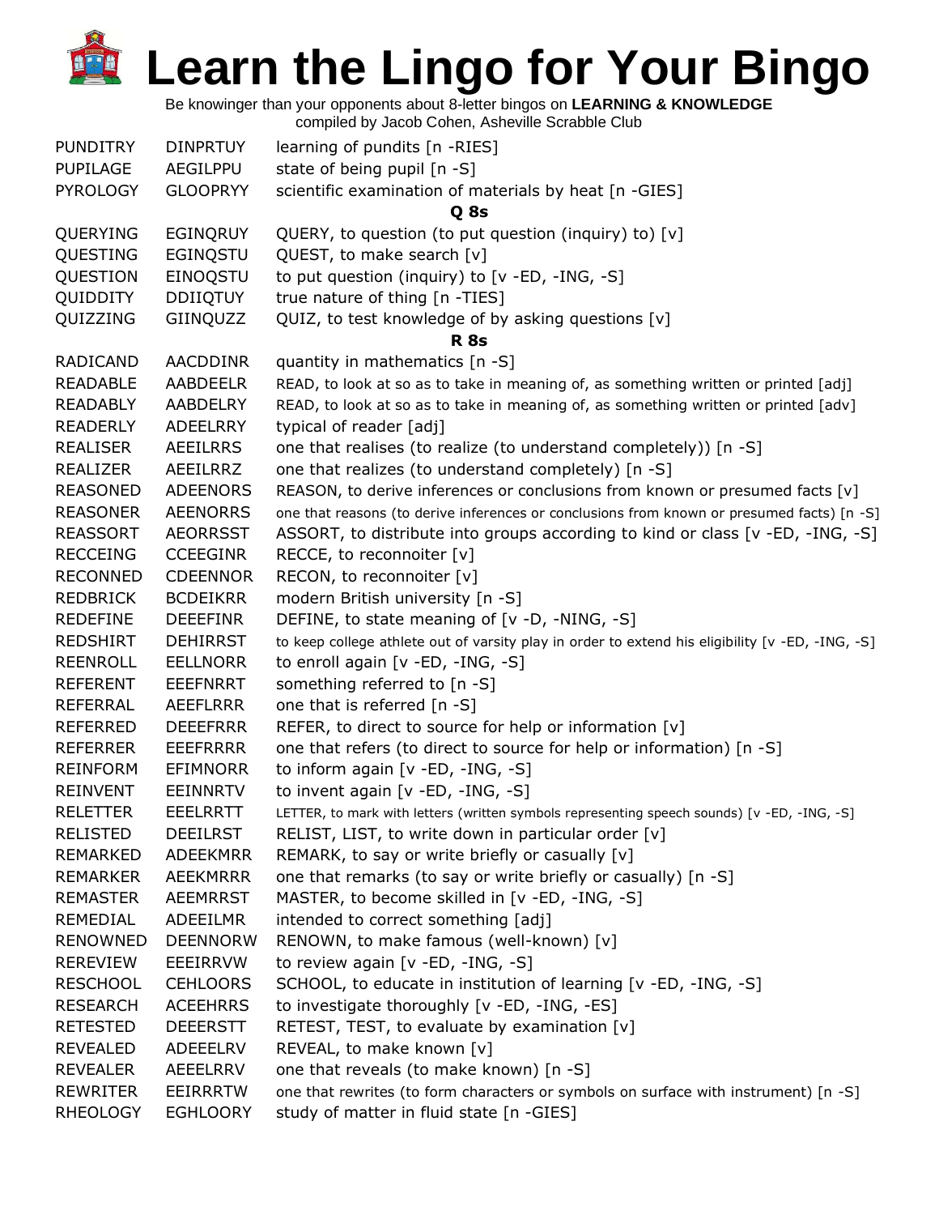# Learn the Lingo for Your Bingo

Be knowinger than your opponents about 8-letter bingos on **LEARNING & KNOWLEDGE**
compiled by Jacob Cohen, Asheville Scrabble Club

| | | |
|---|---|---|
| PUNDITRY | DINPRTUY | learning of pundits [n -RIES] |
| PUPILAGE | AEGILPPU | state of being pupil [n -S] |
| PYROLOGY | GLOOPRYY | scientific examination of materials by heat [n -GIES] |
| | | **Q 8s** |
| QUERYING | EGINQRUY | QUERY, to question (to put question (inquiry) to) [v] |
| QUESTING | EGINQSTU | QUEST, to make search [v] |
| QUESTION | EINOQSTU | to put question (inquiry) to [v -ED, -ING, -S] |
| QUIDDITY | DDIIQTUY | true nature of thing [n -TIES] |
| QUIZZING | GIINQUZZ | QUIZ, to test knowledge of by asking questions [v] |
| | | **R 8s** |
| RADICAND | AACDDINR | quantity in mathematics [n -S] |
| READABLE | AABDEELR | READ, to look at so as to take in meaning of, as something written or printed [adj] |
| READABLY | AABDELRY | READ, to look at so as to take in meaning of, as something written or printed [adv] |
| READERLY | ADEELRRY | typical of reader [adj] |
| REALISER | AEEILRRS | one that realises (to realize (to understand completely)) [n -S] |
| REALIZER | AEEILRRZ | one that realizes (to understand completely) [n -S] |
| REASONED | ADEENORS | REASON, to derive inferences or conclusions from known or presumed facts [v] |
| REASONER | AEENORRS | one that reasons (to derive inferences or conclusions from known or presumed facts) [n -S] |
| REASSORT | AEORRSST | ASSORT, to distribute into groups according to kind or class [v -ED, -ING, -S] |
| RECCEING | CCEEGINR | RECCE, to reconnoiter [v] |
| RECONNED | CDEENNOR | RECON, to reconnoiter [v] |
| REDBRICK | BCDEIKRR | modern British university [n -S] |
| REDEFINE | DEEEFINR | DEFINE, to state meaning of [v -D, -NING, -S] |
| REDSHIRT | DEHIRRST | to keep college athlete out of varsity play in order to extend his eligibility [v -ED, -ING, -S] |
| REENROLL | EELLNORR | to enroll again [v -ED, -ING, -S] |
| REFERENT | EEEFNRRT | something referred to [n -S] |
| REFERRAL | AEEFLRRR | one that is referred [n -S] |
| REFERRED | DEEEFRRR | REFER, to direct to source for help or information [v] |
| REFERRER | EEEFRRRR | one that refers (to direct to source for help or information) [n -S] |
| REINFORM | EFIMNORR | to inform again [v -ED, -ING, -S] |
| REINVENT | EEINNRTV | to invent again [v -ED, -ING, -S] |
| RELETTER | EEELRRTT | LETTER, to mark with letters (written symbols representing speech sounds) [v -ED, -ING, -S] |
| RELISTED | DEEILRST | RELIST, LIST, to write down in particular order [v] |
| REMARKED | ADEEKMRR | REMARK, to say or write briefly or casually [v] |
| REMARKER | AEEKMRRR | one that remarks (to say or write briefly or casually) [n -S] |
| REMASTER | AEEMRRST | MASTER, to become skilled in [v -ED, -ING, -S] |
| REMEDIAL | ADEEILMR | intended to correct something [adj] |
| RENOWNED | DEENNORW | RENOWN, to make famous (well-known) [v] |
| REREVIEW | EEEIRRVW | to review again [v -ED, -ING, -S] |
| RESCHOOL | CEHLOORS | SCHOOL, to educate in institution of learning [v -ED, -ING, -S] |
| RESEARCH | ACEEHRRS | to investigate thoroughly [v -ED, -ING, -ES] |
| RETESTED | DEEERSTT | RETEST, TEST, to evaluate by examination [v] |
| REVEALED | ADEEELRV | REVEAL, to make known [v] |
| REVEALER | AEEELRRV | one that reveals (to make known) [n -S] |
| REWRITER | EEIRRRTW | one that rewrites (to form characters or symbols on surface with instrument) [n -S] |
| RHEOLOGY | EGHLOORY | study of matter in fluid state [n -GIES] |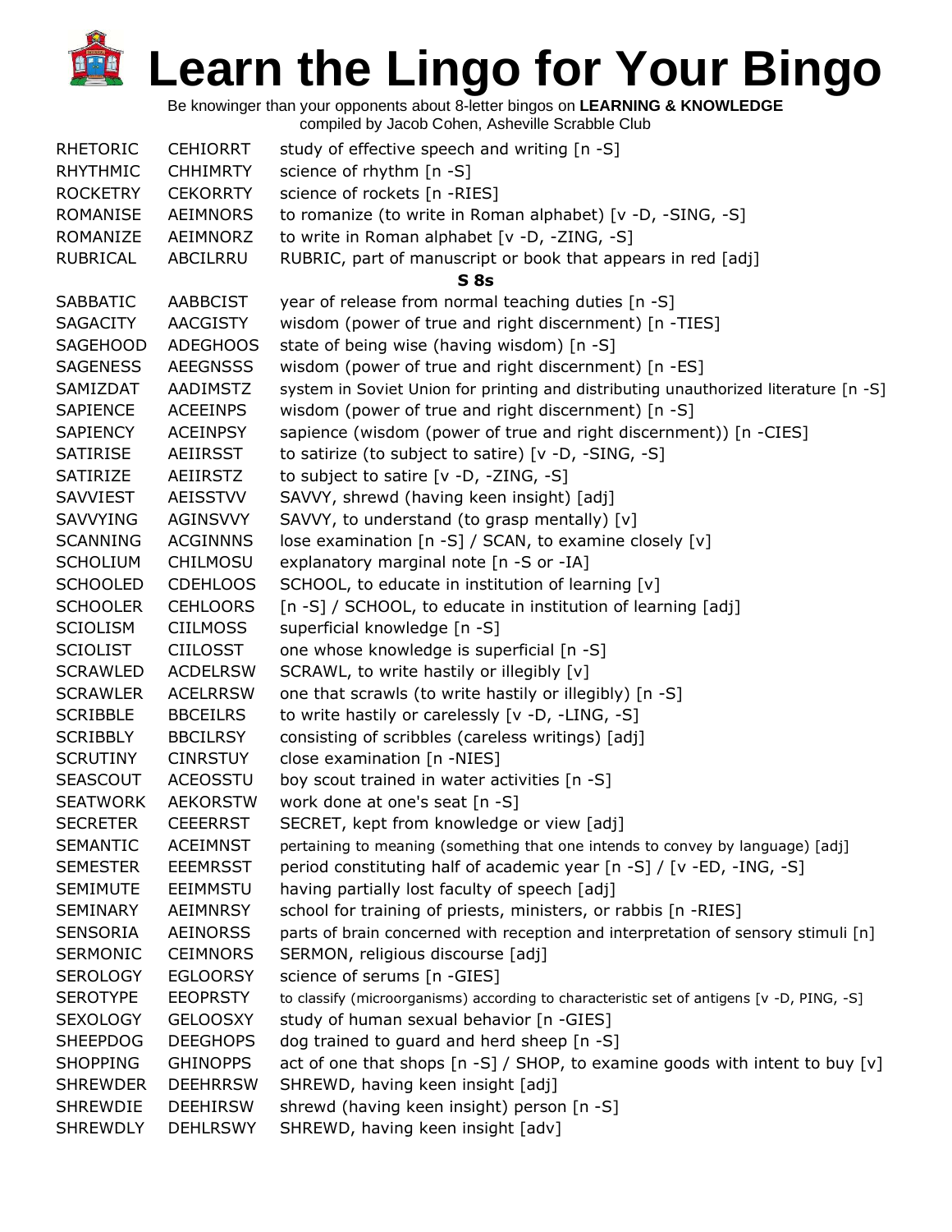# Learn the Lingo for Your Bingo

Be knowinger than your opponents about 8-letter bingos on **LEARNING & KNOWLEDGE**
compiled by Jacob Cohen, Asheville Scrabble Club

| | | |
|---|---|---|
| RHETORIC | CEHIORRT | study of effective speech and writing [n -S] |
| RHYTHMIC | CHHIMRTY | science of rhythm [n -S] |
| ROCKETRY | CEKORRTY | science of rockets [n -RIES] |
| ROMANISE | AEIMNORS | to romanize (to write in Roman alphabet) [v -D, -SING, -S] |
| ROMANIZE | AEIMNORZ | to write in Roman alphabet [v -D, -ZING, -S] |
| RUBRICAL | ABCILRRU | RUBRIC, part of manuscript or book that appears in red [adj] |

**S 8s**

| | | |
|---|---|---|
| SABBATIC | AABBCIST | year of release from normal teaching duties [n -S] |
| SAGACITY | AACGISTY | wisdom (power of true and right discernment) [n -TIES] |
| SAGEHOOD | ADEGHOOS | state of being wise (having wisdom) [n -S] |
| SAGENESS | AEEGNSSS | wisdom (power of true and right discernment) [n -ES] |
| SAMIZDAT | AADIMSTZ | system in Soviet Union for printing and distributing unauthorized literature [n -S] |
| SAPIENCE | ACEEINPS | wisdom (power of true and right discernment) [n -S] |
| SAPIENCY | ACEINPSY | sapience (wisdom (power of true and right discernment)) [n -CIES] |
| SATIRISE | AEIIRSST | to satirize (to subject to satire) [v -D, -SING, -S] |
| SATIRIZE | AEIIRSTZ | to subject to satire [v -D, -ZING, -S] |
| SAVVIEST | AEISSTVV | SAVVY, shrewd (having keen insight) [adj] |
| SAVVYING | AGINSVVY | SAVVY, to understand (to grasp mentally) [v] |
| SCANNING | ACGINNNS | lose examination [n -S] / SCAN, to examine closely [v] |
| SCHOLIUM | CHILMOSU | explanatory marginal note [n -S or -IA] |
| SCHOOLED | CDEHLOOS | SCHOOL, to educate in institution of learning [v] |
| SCHOOLER | CEHLOORS | [n -S] / SCHOOL, to educate in institution of learning [adj] |
| SCIOLISM | CIILMOSS | superficial knowledge [n -S] |
| SCIOLIST | CIILOSST | one whose knowledge is superficial [n -S] |
| SCRAWLED | ACDELRSW | SCRAWL, to write hastily or illegibly [v] |
| SCRAWLER | ACELRRSW | one that scrawls (to write hastily or illegibly) [n -S] |
| SCRIBBLE | BBCEILRS | to write hastily or carelessly [v -D, -LING, -S] |
| SCRIBBLY | BBCILRSY | consisting of scribbles (careless writings) [adj] |
| SCRUTINY | CINRSTUY | close examination [n -NIES] |
| SEASCOUT | ACEOSSTU | boy scout trained in water activities [n -S] |
| SEATWORK | AEKORSTW | work done at one's seat [n -S] |
| SECRETER | CEEERRST | SECRET, kept from knowledge or view [adj] |
| SEMANTIC | ACEIMNST | pertaining to meaning (something that one intends to convey by language) [adj] |
| SEMESTER | EEEMRSST | period constituting half of academic year [n -S] / [v -ED, -ING, -S] |
| SEMIMUTE | EEIMMSTU | having partially lost faculty of speech [adj] |
| SEMINARY | AEIMNRSY | school for training of priests, ministers, or rabbis [n -RIES] |
| SENSORIA | AEINORSS | parts of brain concerned with reception and interpretation of sensory stimuli [n] |
| SERMONIC | CEIMNORS | SERMON, religious discourse [adj] |
| SEROLOGY | EGLOORSY | science of serums [n -GIES] |
| SEROTYPE | EEOPRSTY | to classify (microorganisms) according to characteristic set of antigens [v -D, PING, -S] |
| SEXOLOGY | GELOOSXY | study of human sexual behavior [n -GIES] |
| SHEEPDOG | DEEGHOPS | dog trained to guard and herd sheep [n -S] |
| SHOPPING | GHINOPPS | act of one that shops [n -S] / SHOP, to examine goods with intent to buy [v] |
| SHREWDER | DEEHRRSW | SHREWD, having keen insight [adj] |
| SHREWDIE | DEEHIRSW | shrewd (having keen insight) person [n -S] |
| SHREWDLY | DEHLRSWY | SHREWD, having keen insight [adv] |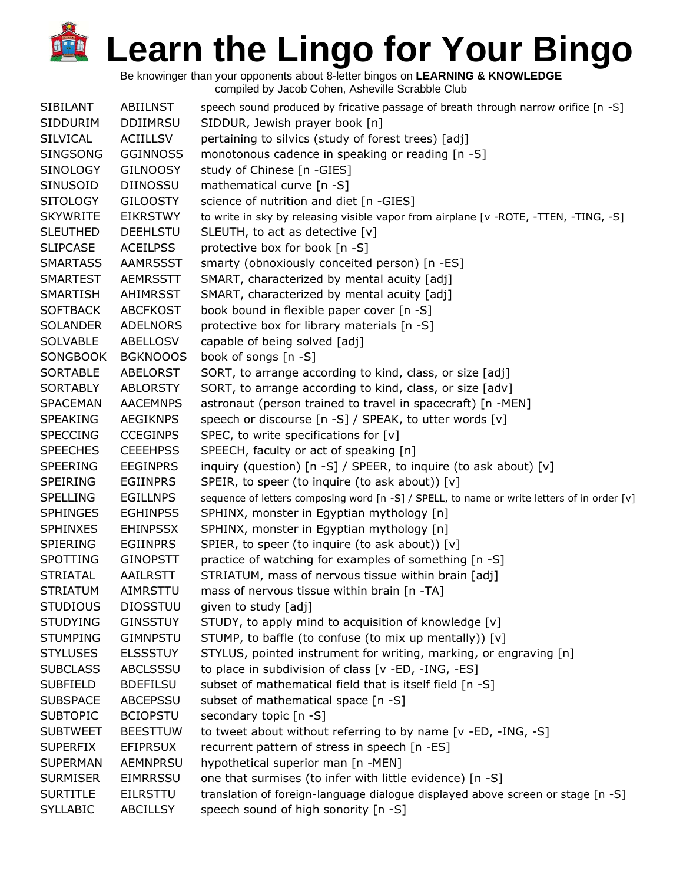# Learn the Lingo for Your Bingo

Be knowinger than your opponents about 8-letter bingos on **LEARNING & KNOWLEDGE**
compiled by Jacob Cohen, Asheville Scrabble Club

| | | |
|---|---|---|
| SIBILANT | ABIILNST | speech sound produced by fricative passage of breath through narrow orifice [n -S] |
| SIDDURIM | DDIIMRSU | SIDDUR, Jewish prayer book [n] |
| SILVICAL | ACIILLSV | pertaining to silvics (study of forest trees) [adj] |
| SINGSONG | GGINNOSS | monotonous cadence in speaking or reading [n -S] |
| SINOLOGY | GILNOOSY | study of Chinese [n -GIES] |
| SINUSOID | DIINOSSU | mathematical curve [n -S] |
| SITOLOGY | GILOOSTY | science of nutrition and diet [n -GIES] |
| SKYWRITE | EIKRSTWY | to write in sky by releasing visible vapor from airplane [v -ROTE, -TTEN, -TING, -S] |
| SLEUTHED | DEEHLSTU | SLEUTH, to act as detective [v] |
| SLIPCASE | ACEILPSS | protective box for book [n -S] |
| SMARTASS | AAMRSSST | smarty (obnoxiously conceited person) [n -ES] |
| SMARTEST | AEMRSSTT | SMART, characterized by mental acuity [adj] |
| SMARTISH | AHIMRSST | SMART, characterized by mental acuity [adj] |
| SOFTBACK | ABCFKOST | book bound in flexible paper cover [n -S] |
| SOLANDER | ADELNORS | protective box for library materials [n -S] |
| SOLVABLE | ABELLOSV | capable of being solved [adj] |
| SONGBOOK | BGKNOOOS | book of songs [n -S] |
| SORTABLE | ABELORST | SORT, to arrange according to kind, class, or size [adj] |
| SORTABLY | ABLORSTY | SORT, to arrange according to kind, class, or size [adv] |
| SPACEMAN | AACEMNPS | astronaut (person trained to travel in spacecraft) [n -MEN] |
| SPEAKING | AEGIKNPS | speech or discourse [n -S] / SPEAK, to utter words [v] |
| SPECCING | CCEGINPS | SPEC, to write specifications for [v] |
| SPEECHES | CEEEHPSS | SPEECH, faculty or act of speaking [n] |
| SPEERING | EEGINPRS | inquiry (question) [n -S] / SPEER, to inquire (to ask about) [v] |
| SPEIRING | EGIINPRS | SPEIR, to speer (to inquire (to ask about)) [v] |
| SPELLING | EGILLNPS | sequence of letters composing word [n -S] / SPELL, to name or write letters of in order [v] |
| SPHINGES | EGHINPSS | SPHINX, monster in Egyptian mythology [n] |
| SPHINXES | EHINPSSX | SPHINX, monster in Egyptian mythology [n] |
| SPIERING | EGIINPRS | SPIER, to speer (to inquire (to ask about)) [v] |
| SPOTTING | GINOPSTT | practice of watching for examples of something [n -S] |
| STRIATAL | AAILRSTT | STRIATUM, mass of nervous tissue within brain [adj] |
| STRIATUM | AIMRSTTU | mass of nervous tissue within brain [n -TA] |
| STUDIOUS | DIOSSTUU | given to study [adj] |
| STUDYING | GINSSTUY | STUDY, to apply mind to acquisition of knowledge [v] |
| STUMPING | GIMNPSTU | STUMP, to baffle (to confuse (to mix up mentally)) [v] |
| STYLUSES | ELSSSTUY | STYLUS, pointed instrument for writing, marking, or engraving [n] |
| SUBCLASS | ABCLSSSU | to place in subdivision of class [v -ED, -ING, -ES] |
| SUBFIELD | BDEFILSU | subset of mathematical field that is itself field [n -S] |
| SUBSPACE | ABCEPSSU | subset of mathematical space [n -S] |
| SUBTOPIC | BCIOPSTU | secondary topic [n -S] |
| SUBTWEET | BEESTTUW | to tweet about without referring to by name [v -ED, -ING, -S] |
| SUPERFIX | EFIPRSUX | recurrent pattern of stress in speech [n -ES] |
| SUPERMAN | AEMNPRSU | hypothetical superior man [n -MEN] |
| SURMISER | EIMRRSSU | one that surmises (to infer with little evidence) [n -S] |
| SURTITLE | EILRSTTU | translation of foreign-language dialogue displayed above screen or stage [n -S] |
| SYLLABIC | ABCILLSY | speech sound of high sonority [n -S] |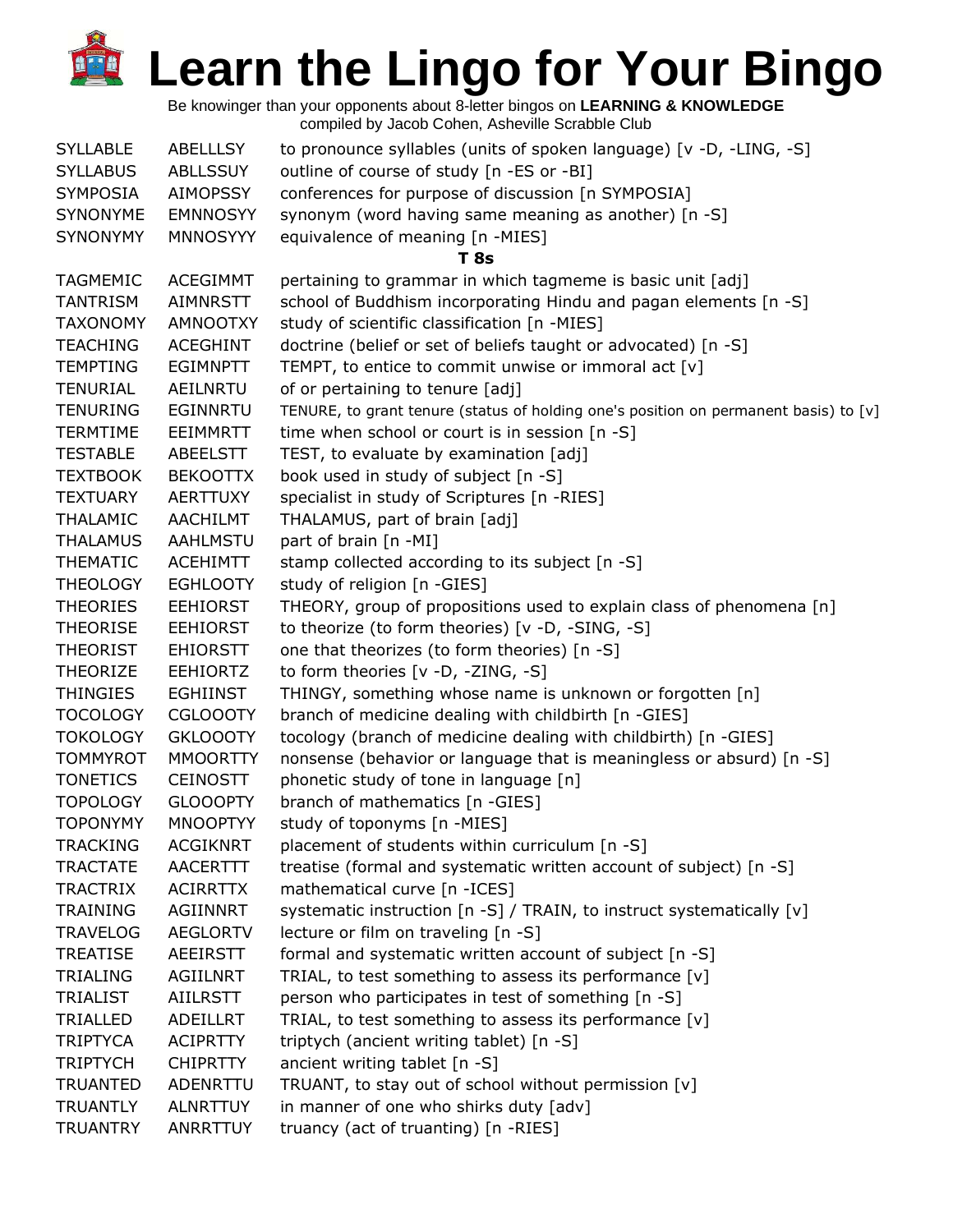# Learn the Lingo for Your Bingo

Be knowinger than your opponents about 8-letter bingos on **LEARNING & KNOWLEDGE**
compiled by Jacob Cohen, Asheville Scrabble Club

| | | |
|---|---|---|
| SYLLABLE | ABELLLSY | to pronounce syllables (units of spoken language) [v -D, -LING, -S] |
| SYLLABUS | ABLLSSUY | outline of course of study [n -ES or -BI] |
| SYMPOSIA | AIMOPSSY | conferences for purpose of discussion [n SYMPOSIA] |
| SYNONYME | EMNNOSYY | synonym (word having same meaning as another) [n -S] |
| SYNONYMY | MNNOSYYY | equivalence of meaning [n -MIES] |

**T 8s**

| | | |
|---|---|---|
| TAGMEMIC | ACEGIMMT | pertaining to grammar in which tagmeme is basic unit [adj] |
| TANTRISM | AIMNRSTT | school of Buddhism incorporating Hindu and pagan elements [n -S] |
| TAXONOMY | AMNOOTXY | study of scientific classification [n -MIES] |
| TEACHING | ACEGHINT | doctrine (belief or set of beliefs taught or advocated) [n -S] |
| TEMPTING | EGIMNPTT | TEMPT, to entice to commit unwise or immoral act [v] |
| TENURIAL | AEILNRTU | of or pertaining to tenure [adj] |
| TENURING | EGINNRTU | TENURE, to grant tenure (status of holding one's position on permanent basis) to [v] |
| TERMTIME | EEIMMRTT | time when school or court is in session [n -S] |
| TESTABLE | ABEELSTT | TEST, to evaluate by examination [adj] |
| TEXTBOOK | BEKOOTTX | book used in study of subject [n -S] |
| TEXTUARY | AERTTUXY | specialist in study of Scriptures [n -RIES] |
| THALAMIC | AACHILMT | THALAMUS, part of brain [adj] |
| THALAMUS | AAHLMSTU | part of brain [n -MI] |
| THEMATIC | ACEHIMTT | stamp collected according to its subject [n -S] |
| THEOLOGY | EGHLOOTY | study of religion [n -GIES] |
| THEORIES | EEHIORST | THEORY, group of propositions used to explain class of phenomena [n] |
| THEORISE | EEHIORST | to theorize (to form theories) [v -D, -SING, -S] |
| THEORIST | EHIORSTT | one that theorizes (to form theories) [n -S] |
| THEORIZE | EEHIORTZ | to form theories [v -D, -ZING, -S] |
| THINGIES | EGHIINST | THINGY, something whose name is unknown or forgotten [n] |
| TOCOLOGY | CGLOOOTY | branch of medicine dealing with childbirth [n -GIES] |
| TOKOLOGY | GKLOOOTY | tocology (branch of medicine dealing with childbirth) [n -GIES] |
| TOMMYROT | MMOORTTY | nonsense (behavior or language that is meaningless or absurd) [n -S] |
| TONETICS | CEINOSTT | phonetic study of tone in language [n] |
| TOPOLOGY | GLOOOPTY | branch of mathematics [n -GIES] |
| TOPONYMY | MNOOPTYY | study of toponyms [n -MIES] |
| TRACKING | ACGIKNRT | placement of students within curriculum [n -S] |
| TRACTATE | AACERTTT | treatise (formal and systematic written account of subject) [n -S] |
| TRACTRIX | ACIRRTTX | mathematical curve [n -ICES] |
| TRAINING | AGIINNRT | systematic instruction [n -S] / TRAIN, to instruct systematically [v] |
| TRAVELOG | AEGLORTV | lecture or film on traveling [n -S] |
| TREATISE | AEEIRSTT | formal and systematic written account of subject [n -S] |
| TRIALING | AGIILNRT | TRIAL, to test something to assess its performance [v] |
| TRIALIST | AIILRSTT | person who participates in test of something [n -S] |
| TRIALLED | ADEILLRT | TRIAL, to test something to assess its performance [v] |
| TRIPTYCA | ACIPRTTY | triptych (ancient writing tablet) [n -S] |
| TRIPTYCH | CHIPRTTY | ancient writing tablet [n -S] |
| TRUANTED | ADENRTTU | TRUANT, to stay out of school without permission [v] |
| TRUANTLY | ALNRTTUY | in manner of one who shirks duty [adv] |
| TRUANTRY | ANRRTTUY | truancy (act of truanting) [n -RIES] |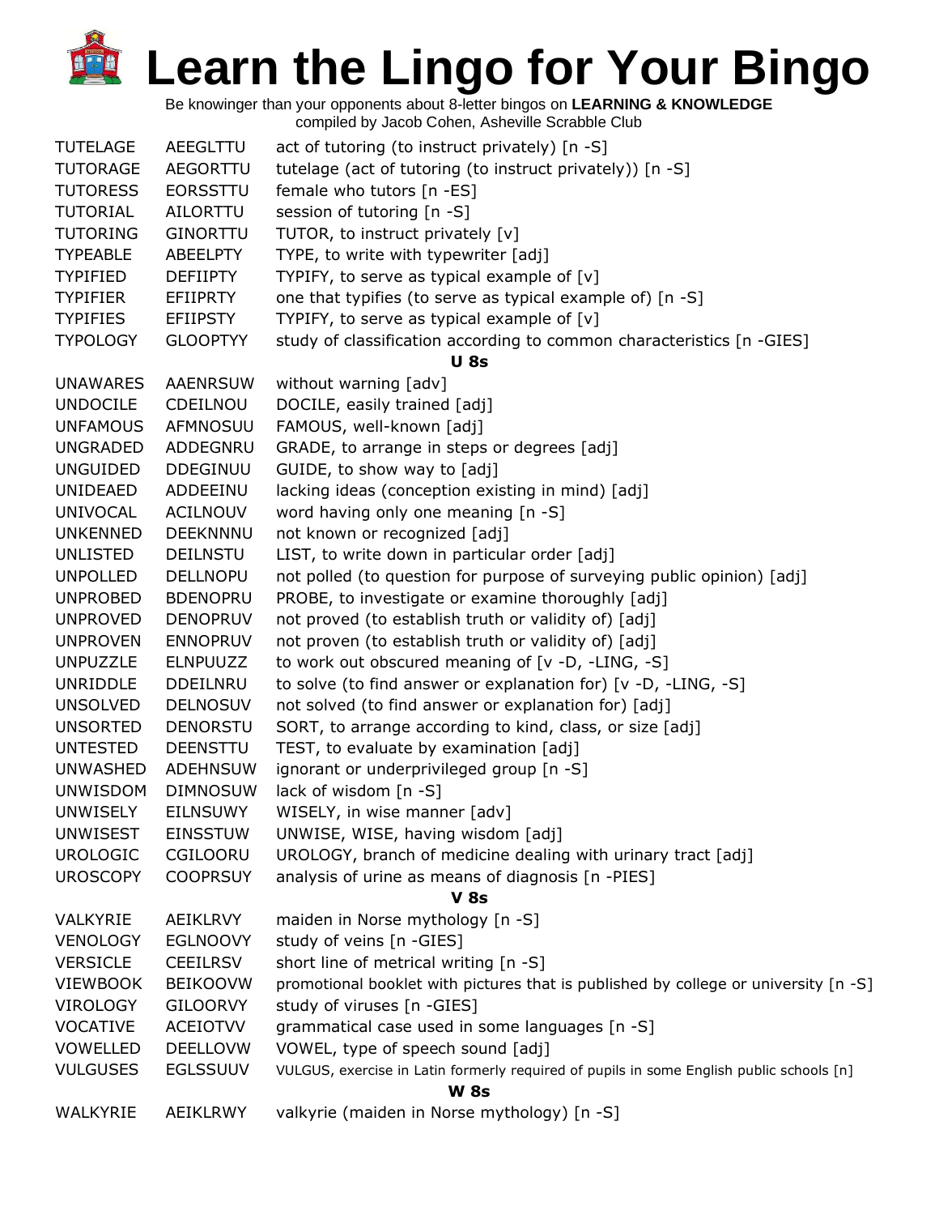# Learn the Lingo for Your Bingo

Be knowinger than your opponents about 8-letter bingos on **LEARNING & KNOWLEDGE**
compiled by Jacob Cohen, Asheville Scrabble Club

| | | |
|---|---|---|
| TUTELAGE | AEEGLTTU | act of tutoring (to instruct privately) [n -S] |
| TUTORAGE | AEGORTTU | tutelage (act of tutoring (to instruct privately)) [n -S] |
| TUTORESS | EORSSTTU | female who tutors [n -ES] |
| TUTORIAL | AILORTTU | session of tutoring [n -S] |
| TUTORING | GINORTTU | TUTOR, to instruct privately [v] |
| TYPEABLE | ABEELPTY | TYPE, to write with typewriter [adj] |
| TYPIFIED | DEFIIPTY | TYPIFY, to serve as typical example of [v] |
| TYPIFIER | EFIIPRTY | one that typifies (to serve as typical example of) [n -S] |
| TYPIFIES | EFIIPSTY | TYPIFY, to serve as typical example of [v] |
| TYPOLOGY | GLOOPTYY | study of classification according to common characteristics [n -GIES] |

**U 8s**

| | | |
|---|---|---|
| UNAWARES | AAENRSUW | without warning [adv] |
| UNDOCILE | CDEILNOU | DOCILE, easily trained [adj] |
| UNFAMOUS | AFMNOSUU | FAMOUS, well-known [adj] |
| UNGRADED | ADDEGNRU | GRADE, to arrange in steps or degrees [adj] |
| UNGUIDED | DDEGINUU | GUIDE, to show way to [adj] |
| UNIDEAED | ADDEEINU | lacking ideas (conception existing in mind) [adj] |
| UNIVOCAL | ACILNOUV | word having only one meaning [n -S] |
| UNKENNED | DEEKNNNU | not known or recognized [adj] |
| UNLISTED | DEILNSTU | LIST, to write down in particular order [adj] |
| UNPOLLED | DELLNOPU | not polled (to question for purpose of surveying public opinion) [adj] |
| UNPROBED | BDENOPRU | PROBE, to investigate or examine thoroughly [adj] |
| UNPROVED | DENOPRUV | not proved (to establish truth or validity of) [adj] |
| UNPROVEN | ENNOPRUV | not proven (to establish truth or validity of) [adj] |
| UNPUZZLE | ELNPUUZZ | to work out obscured meaning of [v -D, -LING, -S] |
| UNRIDDLE | DDEILNRU | to solve (to find answer or explanation for) [v -D, -LING, -S] |
| UNSOLVED | DELNOSUV | not solved (to find answer or explanation for) [adj] |
| UNSORTED | DENORSTU | SORT, to arrange according to kind, class, or size [adj] |
| UNTESTED | DEENSTTU | TEST, to evaluate by examination [adj] |
| UNWASHED | ADEHNSUW | ignorant or underprivileged group [n -S] |
| UNWISDOM | DIMNOSUW | lack of wisdom [n -S] |
| UNWISELY | EILNSUWY | WISELY, in wise manner [adv] |
| UNWISEST | EINSSTUW | UNWISE, WISE, having wisdom [adj] |
| UROLOGIC | CGILOORU | UROLOGY, branch of medicine dealing with urinary tract [adj] |
| UROSCOPY | COOPRSUY | analysis of urine as means of diagnosis [n -PIES] |

**V 8s**

| | | |
|---|---|---|
| VALKYRIE | AEIKLRVY | maiden in Norse mythology [n -S] |
| VENOLOGY | EGLNOOVY | study of veins [n -GIES] |
| VERSICLE | CEEILRSV | short line of metrical writing [n -S] |
| VIEWBOOK | BEIKOOVW | promotional booklet with pictures that is published by college or university [n -S] |
| VIROLOGY | GILOORVY | study of viruses [n -GIES] |
| VOCATIVE | ACEIOTVV | grammatical case used in some languages [n -S] |
| VOWELLED | DEELLOVW | VOWEL, type of speech sound [adj] |
| VULGUSES | EGLSSUUV | VULGUS, exercise in Latin formerly required of pupils in some English public schools [n] |

**W 8s**

| | | |
|---|---|---|
| WALKYRIE | AEIKLRWY | valkyrie (maiden in Norse mythology) [n -S] |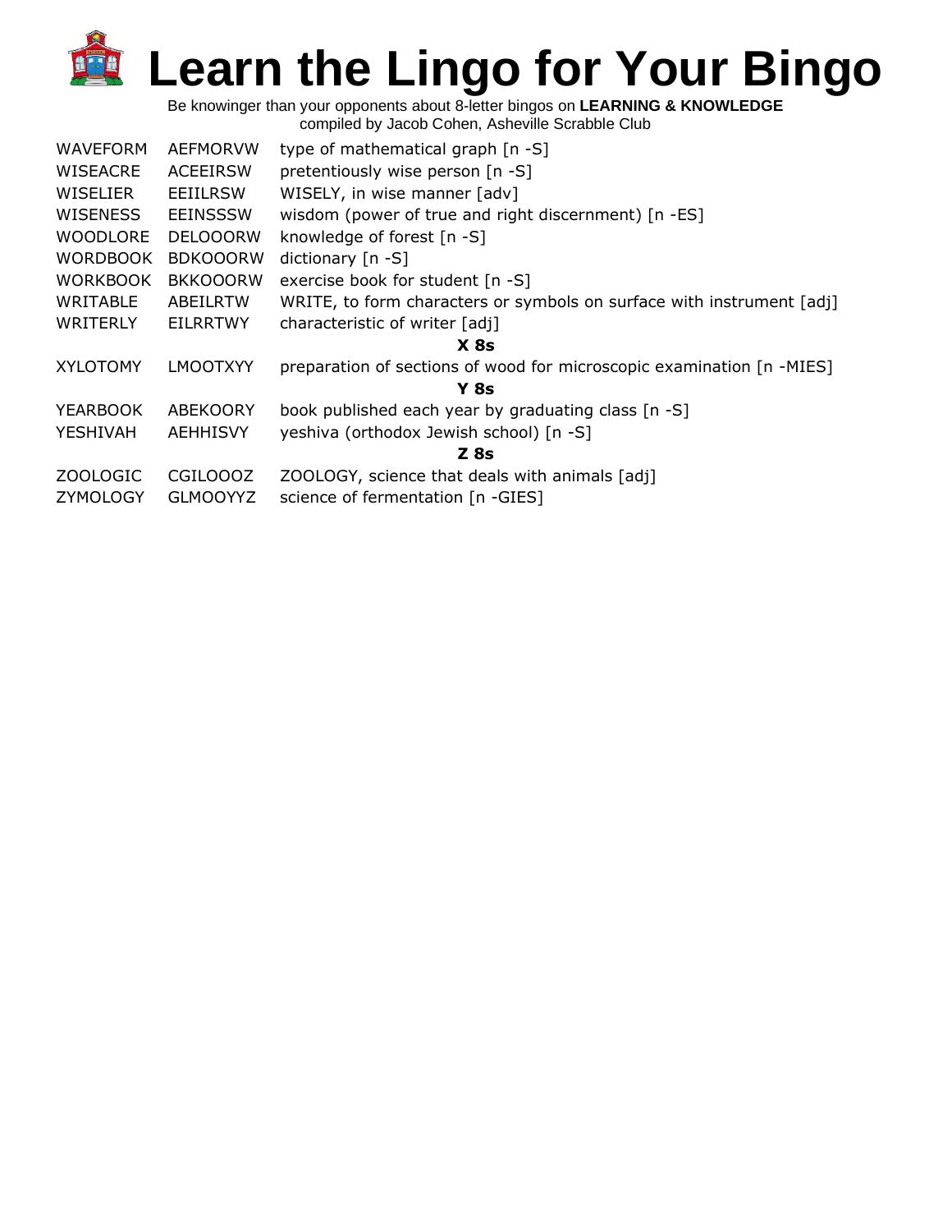# Learn the Lingo for Your Bingo

Be knowinger than your opponents about 8-letter bingos on **LEARNING & KNOWLEDGE**
compiled by Jacob Cohen, Asheville Scrabble Club

| | | |
|---|---|---|
| WAVEFORM | AEFMORVW | type of mathematical graph [n -S] |
| WISEACRE | ACEEIRSW | pretentiously wise person [n -S] |
| WISELIER | EEIILRSW | WISELY, in wise manner [adv] |
| WISENESS | EEINSSSW | wisdom (power of true and right discernment) [n -ES] |
| WOODLORE | DELOOORW | knowledge of forest [n -S] |
| WORDBOOK | BDKOOORW | dictionary [n -S] |
| WORKBOOK | BKKOOORW | exercise book for student [n -S] |
| WRITABLE | ABEILRTW | WRITE, to form characters or symbols on surface with instrument [adj] |
| WRITERLY | EILRRTWY | characteristic of writer [adj] |

**X 8s**

| | | |
|---|---|---|
| XYLOTOMY | LMOOTXYY | preparation of sections of wood for microscopic examination [n -MIES] |

**Y 8s**

| | | |
|---|---|---|
| YEARBOOK | ABEKOORY | book published each year by graduating class [n -S] |
| YESHIVAH | AEHHISVY | yeshiva (orthodox Jewish school) [n -S] |

**Z 8s**

| | | |
|---|---|---|
| ZOOLOGIC | CGILOOOZ | ZOOLOGY, science that deals with animals [adj] |
| ZYMOLOGY | GLMOOYYZ | science of fermentation [n -GIES] |